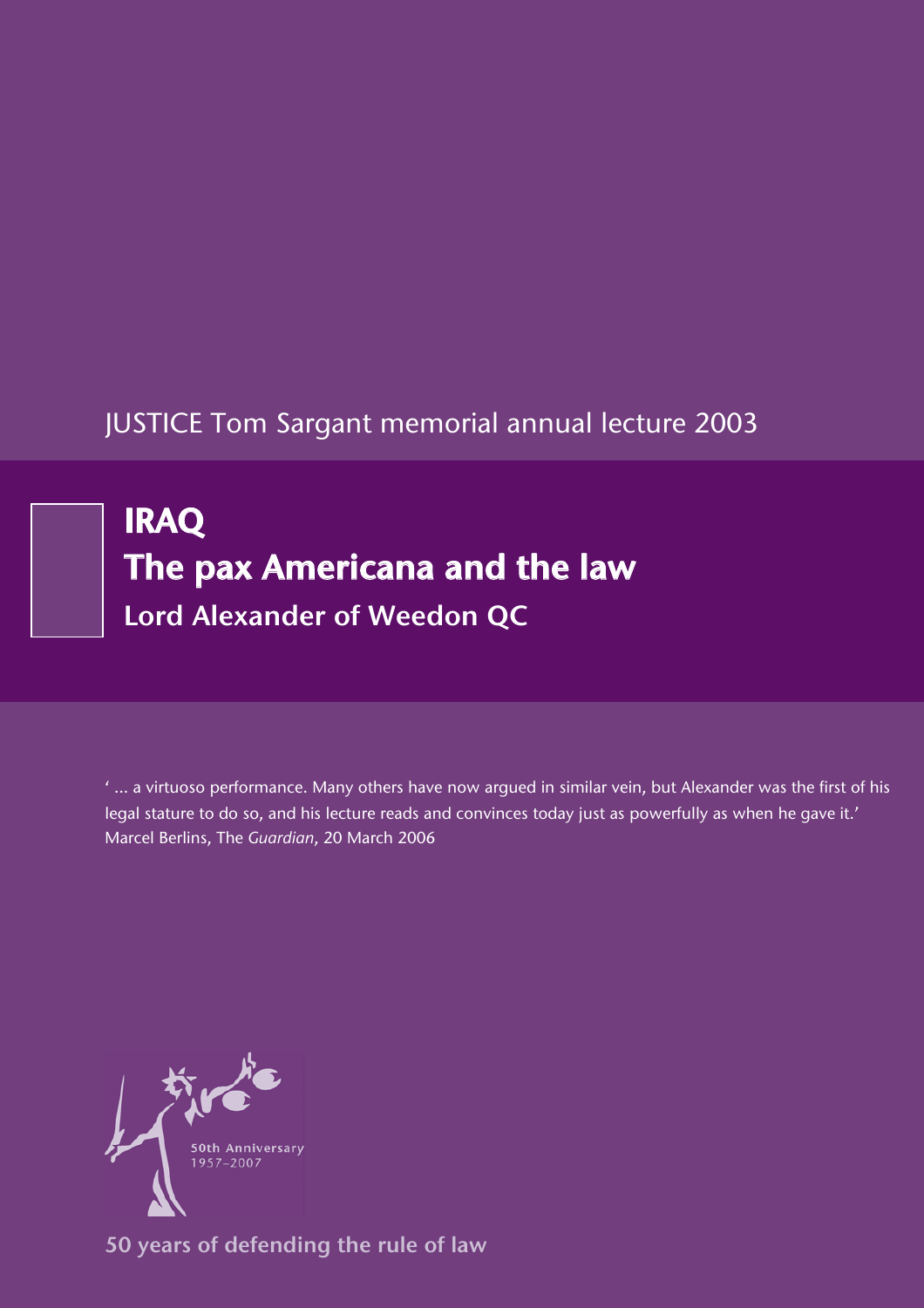JUSTICE Tom Sargant memorial annual lecture 2003

# IRAQ
# The pax Americana and the law

**Lord Alexander of Weedon QC**

' ... a virtuoso performance. Many others have now argued in similar vein, but Alexander was the first of his legal stature to do so, and his lecture reads and convinces today just as powerfully as when he gave it.'
Marcel Berlins, The *Guardian*, 20 March 2006

50th Anniversary
1957–2007

**50 years of defending the rule of law**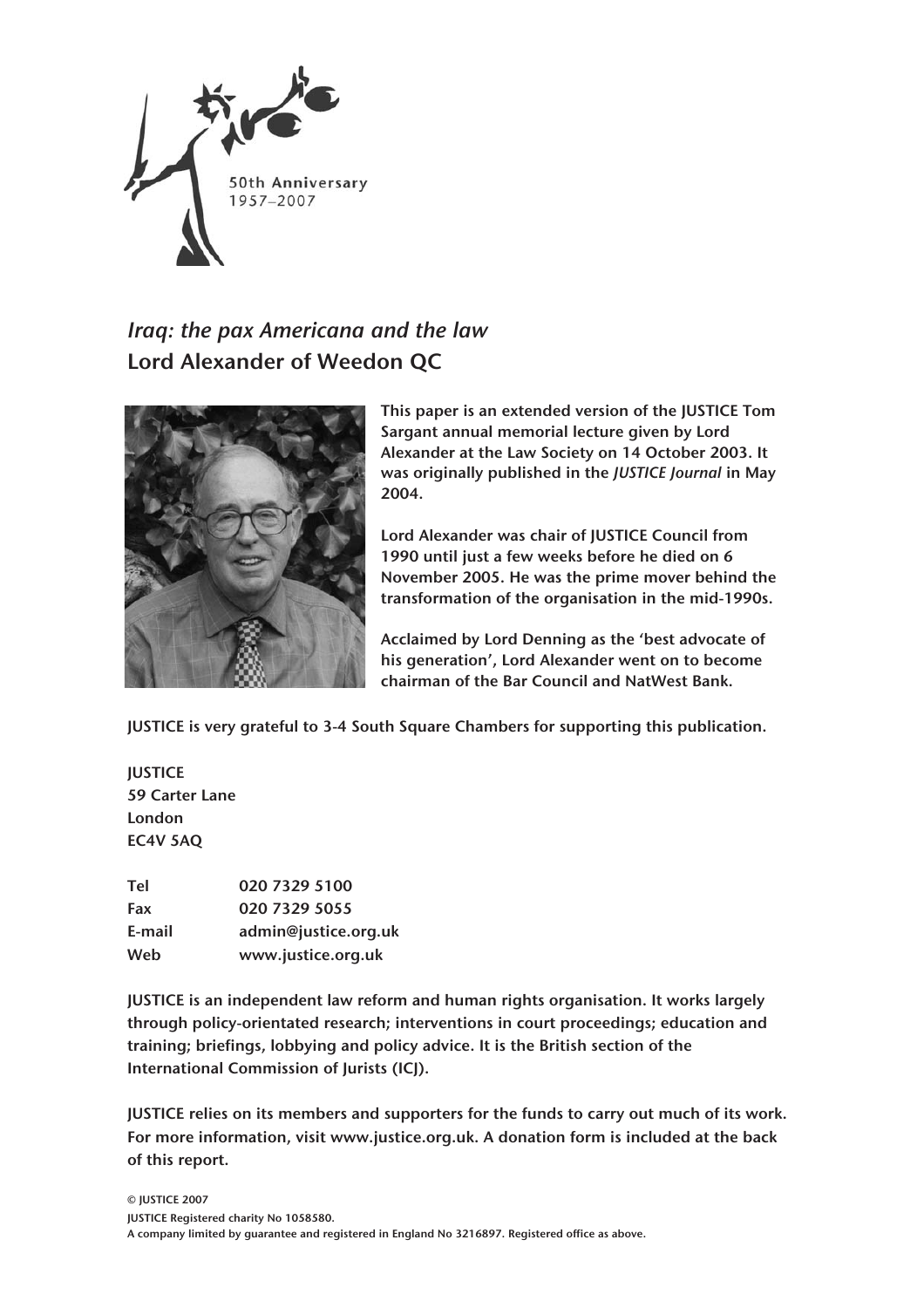50th Anniversary
1957–2007

## *Iraq: the pax Americana and the law*
## Lord Alexander of Weedon QC

**This paper is an extended version of the JUSTICE Tom Sargant annual memorial lecture given by Lord Alexander at the Law Society on 14 October 2003. It was originally published in the *JUSTICE Journal* in May 2004.**

**Lord Alexander was chair of JUSTICE Council from 1990 until just a few weeks before he died on 6 November 2005. He was the prime mover behind the transformation of the organisation in the mid-1990s.**

**Acclaimed by Lord Denning as the 'best advocate of his generation', Lord Alexander went on to become chairman of the Bar Council and NatWest Bank.**

**JUSTICE is very grateful to 3-4 South Square Chambers for supporting this publication.**

**JUSTICE**
**59 Carter Lane**
**London**
**EC4V 5AQ**

| | |
|---|---|
| **Tel** | **020 7329 5100** |
| **Fax** | **020 7329 5055** |
| **E-mail** | **admin@justice.org.uk** |
| **Web** | **www.justice.org.uk** |

**JUSTICE is an independent law reform and human rights organisation. It works largely through policy-orientated research; interventions in court proceedings; education and training; briefings, lobbying and policy advice. It is the British section of the International Commission of Jurists (ICJ).**

**JUSTICE relies on its members and supporters for the funds to carry out much of its work. For more information, visit www.justice.org.uk. A donation form is included at the back of this report.**

**© JUSTICE 2007**
**JUSTICE Registered charity No 1058580.**
**A company limited by guarantee and registered in England No 3216897. Registered office as above.**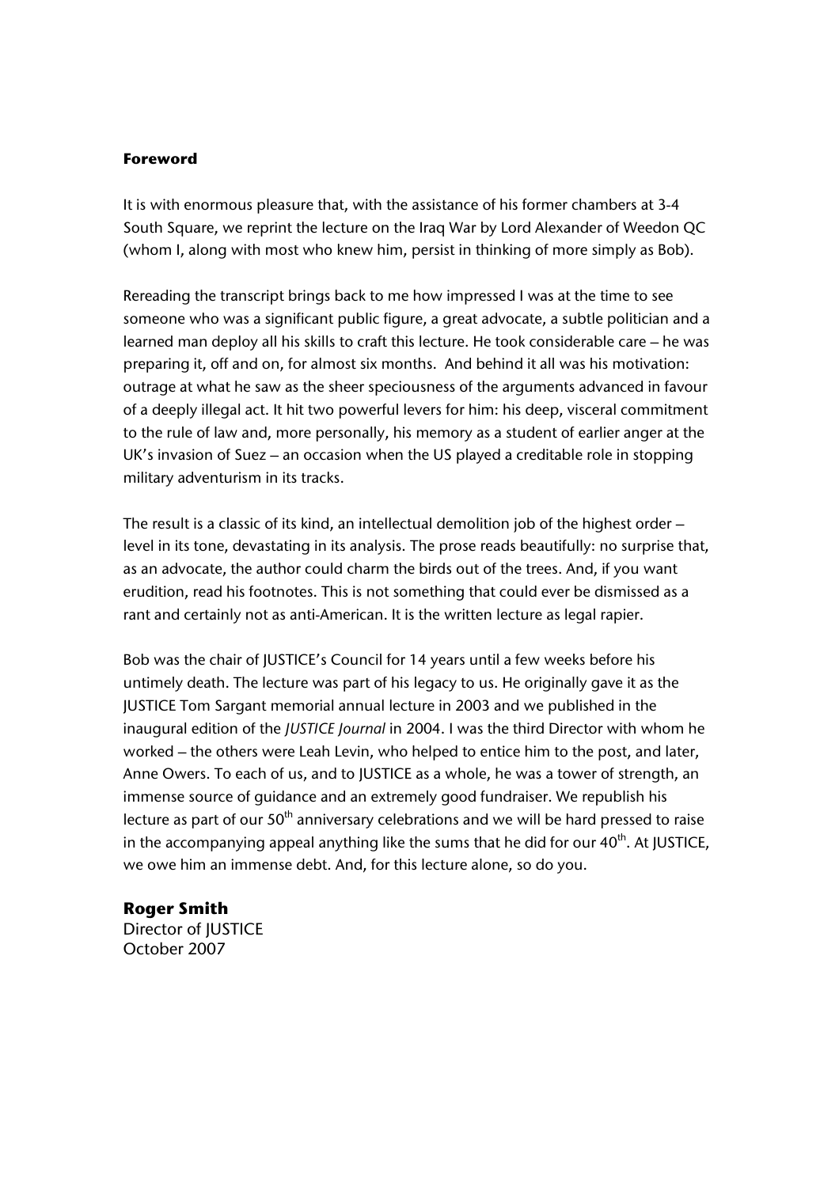## Foreword

It is with enormous pleasure that, with the assistance of his former chambers at 3-4 South Square, we reprint the lecture on the Iraq War by Lord Alexander of Weedon QC (whom I, along with most who knew him, persist in thinking of more simply as Bob).

Rereading the transcript brings back to me how impressed I was at the time to see someone who was a significant public figure, a great advocate, a subtle politician and a learned man deploy all his skills to craft this lecture. He took considerable care – he was preparing it, off and on, for almost six months. And behind it all was his motivation: outrage at what he saw as the sheer speciousness of the arguments advanced in favour of a deeply illegal act. It hit two powerful levers for him: his deep, visceral commitment to the rule of law and, more personally, his memory as a student of earlier anger at the UK's invasion of Suez – an occasion when the US played a creditable role in stopping military adventurism in its tracks.

The result is a classic of its kind, an intellectual demolition job of the highest order – level in its tone, devastating in its analysis. The prose reads beautifully: no surprise that, as an advocate, the author could charm the birds out of the trees. And, if you want erudition, read his footnotes. This is not something that could ever be dismissed as a rant and certainly not as anti-American. It is the written lecture as legal rapier.

Bob was the chair of JUSTICE's Council for 14 years until a few weeks before his untimely death. The lecture was part of his legacy to us. He originally gave it as the JUSTICE Tom Sargant memorial annual lecture in 2003 and we published in the inaugural edition of the *JUSTICE Journal* in 2004. I was the third Director with whom he worked – the others were Leah Levin, who helped to entice him to the post, and later, Anne Owers. To each of us, and to JUSTICE as a whole, he was a tower of strength, an immense source of guidance and an extremely good fundraiser. We republish his lecture as part of our 50th anniversary celebrations and we will be hard pressed to raise in the accompanying appeal anything like the sums that he did for our 40th. At JUSTICE, we owe him an immense debt. And, for this lecture alone, so do you.

**Roger Smith**
Director of JUSTICE
October 2007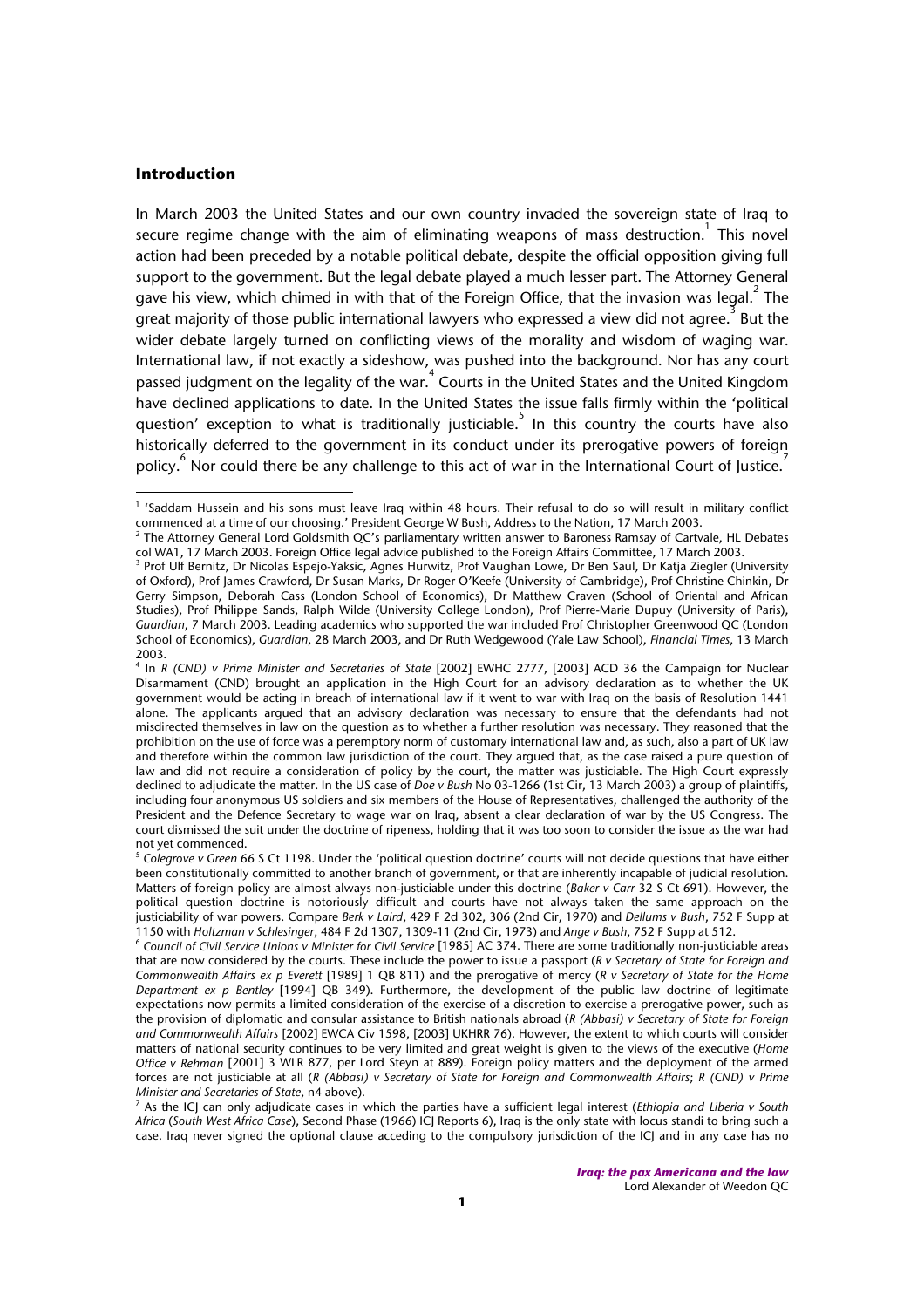## Introduction

In March 2003 the United States and our own country invaded the sovereign state of Iraq to secure regime change with the aim of eliminating weapons of mass destruction.[1] This novel action had been preceded by a notable political debate, despite the official opposition giving full support to the government. But the legal debate played a much lesser part. The Attorney General gave his view, which chimed in with that of the Foreign Office, that the invasion was legal.[2] The great majority of those public international lawyers who expressed a view did not agree.[3] But the wider debate largely turned on conflicting views of the morality and wisdom of waging war. International law, if not exactly a sideshow, was pushed into the background. Nor has any court passed judgment on the legality of the war.[4] Courts in the United States and the United Kingdom have declined applications to date. In the United States the issue falls firmly within the 'political question' exception to what is traditionally justiciable.[5] In this country the courts have also historically deferred to the government in its conduct under its prerogative powers of foreign policy.[6] Nor could there be any challenge to this act of war in the International Court of Justice.[7]

---

[1] 'Saddam Hussein and his sons must leave Iraq within 48 hours. Their refusal to do so will result in military conflict commenced at a time of our choosing.' President George W Bush, Address to the Nation, 17 March 2003.

[2] The Attorney General Lord Goldsmith QC's parliamentary written answer to Baroness Ramsay of Cartvale, HL Debates col WA1, 17 March 2003. Foreign Office legal advice published to the Foreign Affairs Committee, 17 March 2003.

[3] Prof Ulf Bernitz, Dr Nicolas Espejo-Yaksic, Agnes Hurwitz, Prof Vaughan Lowe, Dr Ben Saul, Dr Katja Ziegler (University of Oxford), Prof James Crawford, Dr Susan Marks, Dr Roger O'Keefe (University of Cambridge), Prof Christine Chinkin, Dr Gerry Simpson, Deborah Cass (London School of Economics), Dr Matthew Craven (School of Oriental and African Studies), Prof Philippe Sands, Ralph Wilde (University College London), Prof Pierre-Marie Dupuy (University of Paris), *Guardian*, 7 March 2003. Leading academics who supported the war included Prof Christopher Greenwood QC (London School of Economics), *Guardian*, 28 March 2003, and Dr Ruth Wedgewood (Yale Law School), *Financial Times*, 13 March 2003.

[4] In *R (CND) v Prime Minister and Secretaries of State* [2002] EWHC 2777, [2003] ACD 36 the Campaign for Nuclear Disarmament (CND) brought an application in the High Court for an advisory declaration as to whether the UK government would be acting in breach of international law if it went to war with Iraq on the basis of Resolution 1441 alone. The applicants argued that an advisory declaration was necessary to ensure that the defendants had not misdirected themselves in law on the question as to whether a further resolution was necessary. They reasoned that the prohibition on the use of force was a peremptory norm of customary international law and, as such, also a part of UK law and therefore within the common law jurisdiction of the court. They argued that, as the case raised a pure question of law and did not require a consideration of policy by the court, the matter was justiciable. The High Court expressly declined to adjudicate the matter. In the US case of *Doe v Bush* No 03-1266 (1st Cir, 13 March 2003) a group of plaintiffs, including four anonymous US soldiers and six members of the House of Representatives, challenged the authority of the President and the Defence Secretary to wage war on Iraq, absent a clear declaration of war by the US Congress. The court dismissed the suit under the doctrine of ripeness, holding that it was too soon to consider the issue as the war had not yet commenced.

[5] *Colegrove v Green* 66 S Ct 1198. Under the 'political question doctrine' courts will not decide questions that have either been constitutionally committed to another branch of government, or that are inherently incapable of judicial resolution. Matters of foreign policy are almost always non-justiciable under this doctrine (*Baker v Carr* 32 S Ct 691). However, the political question doctrine is notoriously difficult and courts have not always taken the same approach on the justiciability of war powers. Compare *Berk v Laird*, 429 F 2d 302, 306 (2nd Cir, 1970) and *Dellums v Bush*, 752 F Supp at 1150 with *Holtzman v Schlesinger*, 484 F 2d 1307, 1309-11 (2nd Cir, 1973) and *Ange v Bush*, 752 F Supp at 512.

[6] *Council of Civil Service Unions v Minister for Civil Service* [1985] AC 374. There are some traditionally non-justiciable areas that are now considered by the courts. These include the power to issue a passport (*R v Secretary of State for Foreign and Commonwealth Affairs ex p Everett* [1989] 1 QB 811) and the prerogative of mercy (*R v Secretary of State for the Home Department ex p Bentley* [1994] QB 349). Furthermore, the development of the public law doctrine of legitimate expectations now permits a limited consideration of the exercise of a discretion to exercise a prerogative power, such as the provision of diplomatic and consular assistance to British nationals abroad (*R (Abbasi) v Secretary of State for Foreign and Commonwealth Affairs* [2002] EWCA Civ 1598, [2003] UKHRR 76). However, the extent to which courts will consider matters of national security continues to be very limited and great weight is given to the views of the executive (*Home Office v Rehman* [2001] 3 WLR 877, per Lord Steyn at 889). Foreign policy matters and the deployment of the armed forces are not justiciable at all (*R (Abbasi) v Secretary of State for Foreign and Commonwealth Affairs*; *R (CND) v Prime Minister and Secretaries of State*, n4 above).

[7] As the ICJ can only adjudicate cases in which the parties have a sufficient legal interest (*Ethiopia and Liberia v South Africa* (*South West Africa Case*), Second Phase (1966) ICJ Reports 6), Iraq is the only state with locus standi to bring such a case. Iraq never signed the optional clause acceding to the compulsory jurisdiction of the ICJ and in any case has no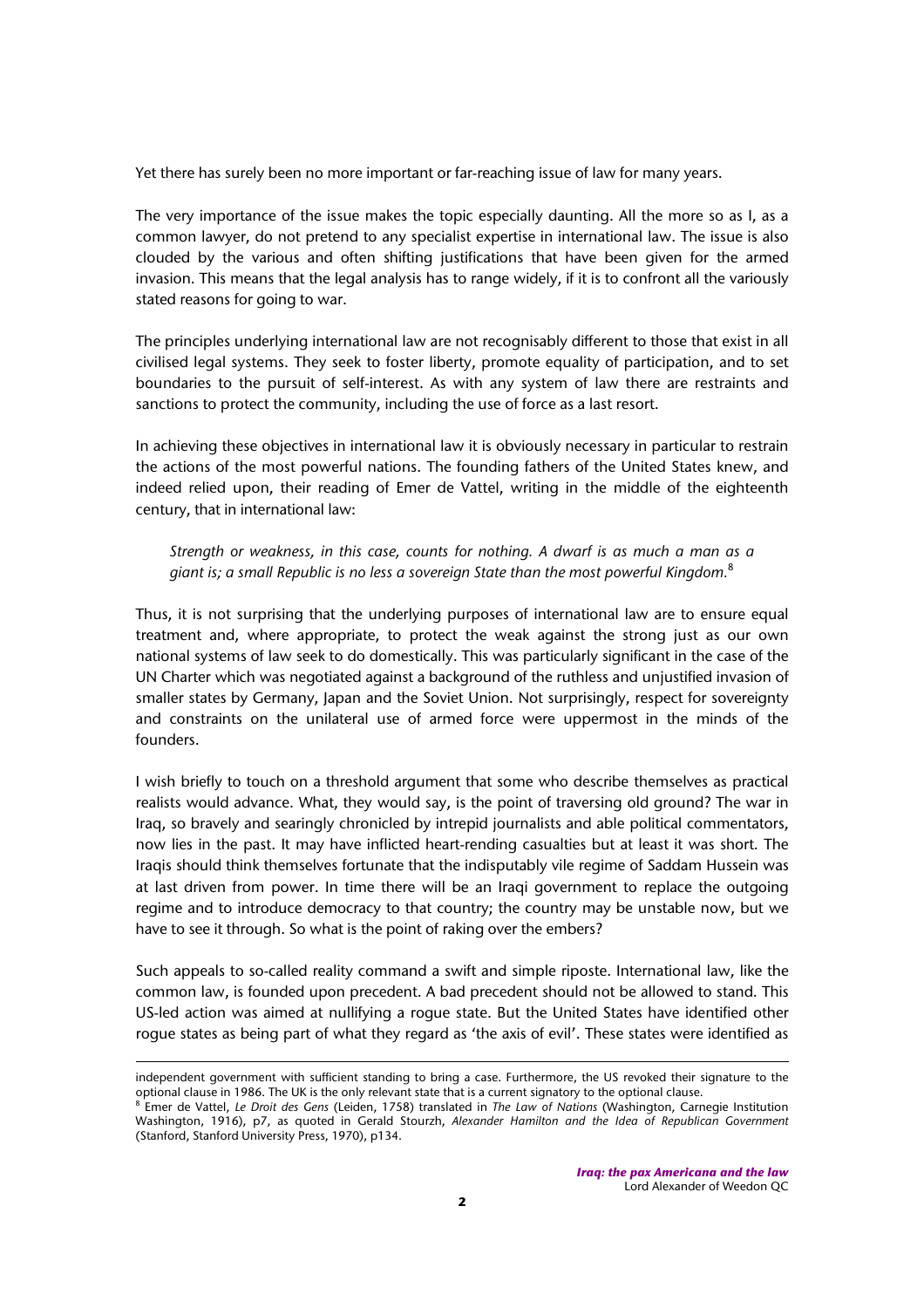Yet there has surely been no more important or far-reaching issue of law for many years.

The very importance of the issue makes the topic especially daunting. All the more so as I, as a common lawyer, do not pretend to any specialist expertise in international law. The issue is also clouded by the various and often shifting justifications that have been given for the armed invasion. This means that the legal analysis has to range widely, if it is to confront all the variously stated reasons for going to war.

The principles underlying international law are not recognisably different to those that exist in all civilised legal systems. They seek to foster liberty, promote equality of participation, and to set boundaries to the pursuit of self-interest. As with any system of law there are restraints and sanctions to protect the community, including the use of force as a last resort.

In achieving these objectives in international law it is obviously necessary in particular to restrain the actions of the most powerful nations. The founding fathers of the United States knew, and indeed relied upon, their reading of Emer de Vattel, writing in the middle of the eighteenth century, that in international law:

> *Strength or weakness, in this case, counts for nothing. A dwarf is as much a man as a giant is; a small Republic is no less a sovereign State than the most powerful Kingdom.*[8]

Thus, it is not surprising that the underlying purposes of international law are to ensure equal treatment and, where appropriate, to protect the weak against the strong just as our own national systems of law seek to do domestically. This was particularly significant in the case of the UN Charter which was negotiated against a background of the ruthless and unjustified invasion of smaller states by Germany, Japan and the Soviet Union. Not surprisingly, respect for sovereignty and constraints on the unilateral use of armed force were uppermost in the minds of the founders.

I wish briefly to touch on a threshold argument that some who describe themselves as practical realists would advance. What, they would say, is the point of traversing old ground? The war in Iraq, so bravely and searingly chronicled by intrepid journalists and able political commentators, now lies in the past. It may have inflicted heart-rending casualties but at least it was short. The Iraqis should think themselves fortunate that the indisputably vile regime of Saddam Hussein was at last driven from power. In time there will be an Iraqi government to replace the outgoing regime and to introduce democracy to that country; the country may be unstable now, but we have to see it through. So what is the point of raking over the embers?

Such appeals to so-called reality command a swift and simple riposte. International law, like the common law, is founded upon precedent. A bad precedent should not be allowed to stand. This US-led action was aimed at nullifying a rogue state. But the United States have identified other rogue states as being part of what they regard as 'the axis of evil'. These states were identified as

---

independent government with sufficient standing to bring a case. Furthermore, the US revoked their signature to the optional clause in 1986. The UK is the only relevant state that is a current signatory to the optional clause.

[8] Emer de Vattel, *Le Droit des Gens* (Leiden, 1758) translated in *The Law of Nations* (Washington, Carnegie Institution Washington, 1916), p7, as quoted in Gerald Stourzh, *Alexander Hamilton and the Idea of Republican Government* (Stanford, Stanford University Press, 1970), p134.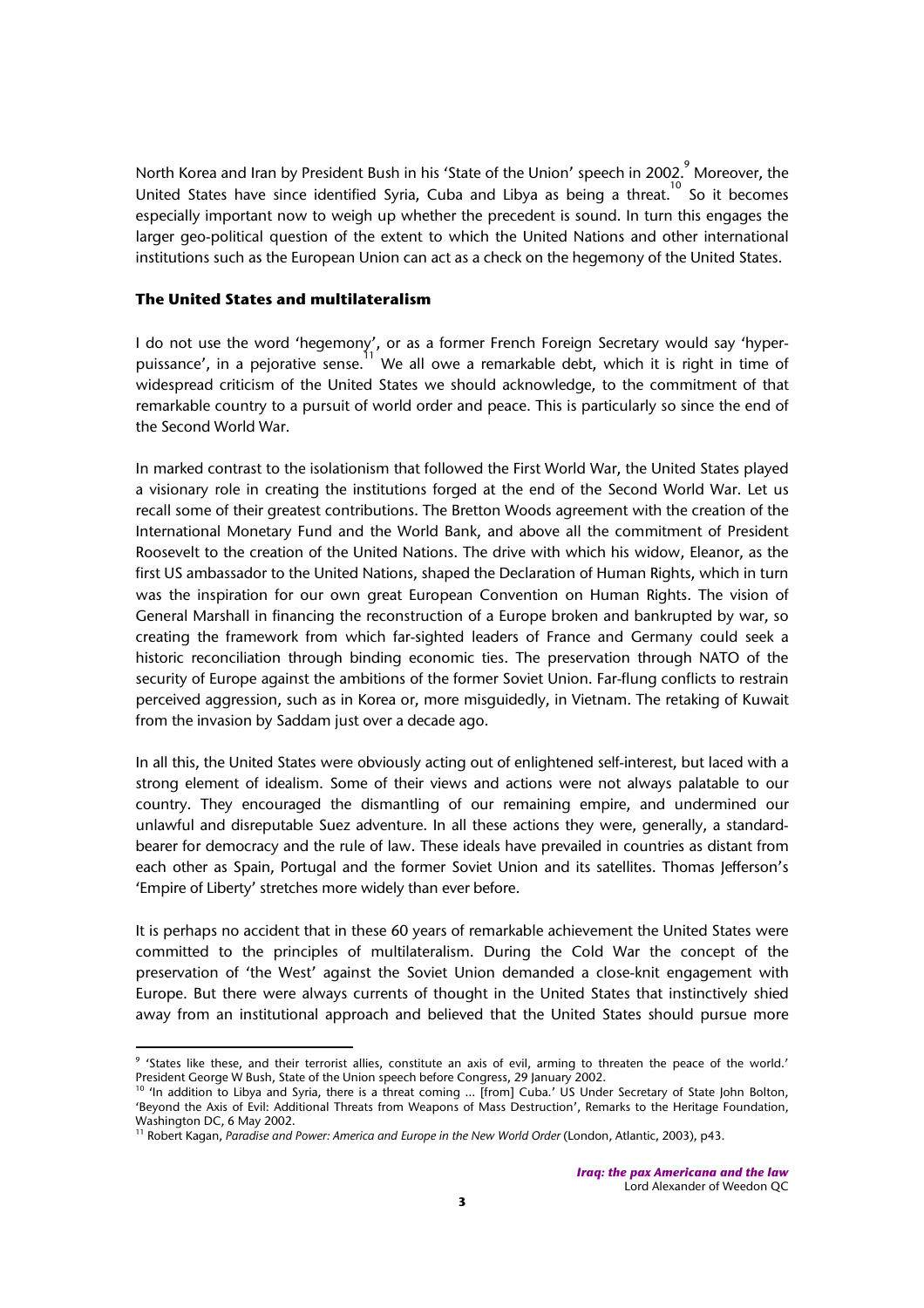North Korea and Iran by President Bush in his 'State of the Union' speech in 2002.[9] Moreover, the United States have since identified Syria, Cuba and Libya as being a threat.[10] So it becomes especially important now to weigh up whether the precedent is sound. In turn this engages the larger geo-political question of the extent to which the United Nations and other international institutions such as the European Union can act as a check on the hegemony of the United States.

### The United States and multilateralism

I do not use the word 'hegemony', or as a former French Foreign Secretary would say 'hyper-puissance', in a pejorative sense.[11] We all owe a remarkable debt, which it is right in time of widespread criticism of the United States we should acknowledge, to the commitment of that remarkable country to a pursuit of world order and peace. This is particularly so since the end of the Second World War.

In marked contrast to the isolationism that followed the First World War, the United States played a visionary role in creating the institutions forged at the end of the Second World War. Let us recall some of their greatest contributions. The Bretton Woods agreement with the creation of the International Monetary Fund and the World Bank, and above all the commitment of President Roosevelt to the creation of the United Nations. The drive with which his widow, Eleanor, as the first US ambassador to the United Nations, shaped the Declaration of Human Rights, which in turn was the inspiration for our own great European Convention on Human Rights. The vision of General Marshall in financing the reconstruction of a Europe broken and bankrupted by war, so creating the framework from which far-sighted leaders of France and Germany could seek a historic reconciliation through binding economic ties. The preservation through NATO of the security of Europe against the ambitions of the former Soviet Union. Far-flung conflicts to restrain perceived aggression, such as in Korea or, more misguidedly, in Vietnam. The retaking of Kuwait from the invasion by Saddam just over a decade ago.

In all this, the United States were obviously acting out of enlightened self-interest, but laced with a strong element of idealism. Some of their views and actions were not always palatable to our country. They encouraged the dismantling of our remaining empire, and undermined our unlawful and disreputable Suez adventure. In all these actions they were, generally, a standard-bearer for democracy and the rule of law. These ideals have prevailed in countries as distant from each other as Spain, Portugal and the former Soviet Union and its satellites. Thomas Jefferson's 'Empire of Liberty' stretches more widely than ever before.

It is perhaps no accident that in these 60 years of remarkable achievement the United States were committed to the principles of multilateralism. During the Cold War the concept of the preservation of 'the West' against the Soviet Union demanded a close-knit engagement with Europe. But there were always currents of thought in the United States that instinctively shied away from an institutional approach and believed that the United States should pursue more

---

[9] 'States like these, and their terrorist allies, constitute an axis of evil, arming to threaten the peace of the world.' President George W Bush, State of the Union speech before Congress, 29 January 2002.

[10] 'In addition to Libya and Syria, there is a threat coming ... [from] Cuba.' US Under Secretary of State John Bolton, 'Beyond the Axis of Evil: Additional Threats from Weapons of Mass Destruction', Remarks to the Heritage Foundation, Washington DC, 6 May 2002.

[11] Robert Kagan, *Paradise and Power: America and Europe in the New World Order* (London, Atlantic, 2003), p43.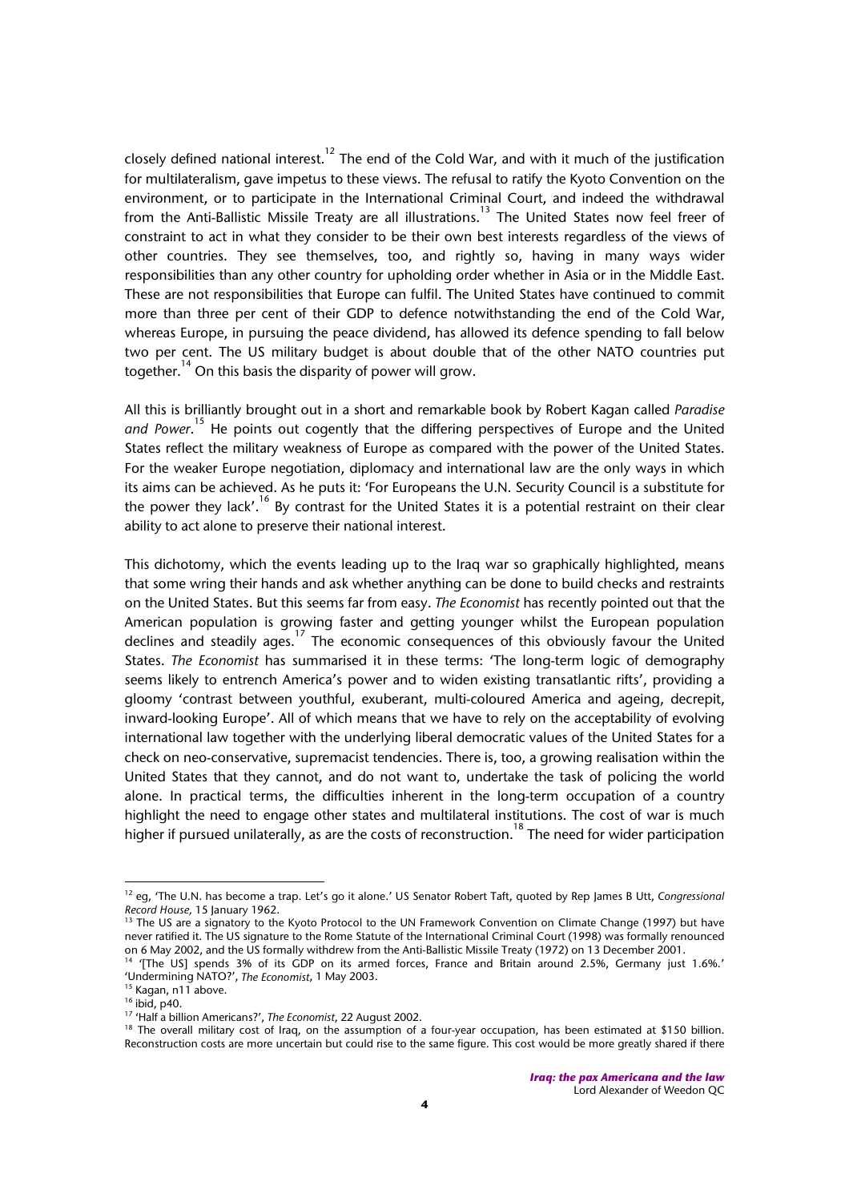closely defined national interest.[12] The end of the Cold War, and with it much of the justification for multilateralism, gave impetus to these views. The refusal to ratify the Kyoto Convention on the environment, or to participate in the International Criminal Court, and indeed the withdrawal from the Anti-Ballistic Missile Treaty are all illustrations.[13] The United States now feel freer of constraint to act in what they consider to be their own best interests regardless of the views of other countries. They see themselves, too, and rightly so, having in many ways wider responsibilities than any other country for upholding order whether in Asia or in the Middle East. These are not responsibilities that Europe can fulfil. The United States have continued to commit more than three per cent of their GDP to defence notwithstanding the end of the Cold War, whereas Europe, in pursuing the peace dividend, has allowed its defence spending to fall below two per cent. The US military budget is about double that of the other NATO countries put together.[14] On this basis the disparity of power will grow.

All this is brilliantly brought out in a short and remarkable book by Robert Kagan called *Paradise and Power*.[15] He points out cogently that the differing perspectives of Europe and the United States reflect the military weakness of Europe as compared with the power of the United States. For the weaker Europe negotiation, diplomacy and international law are the only ways in which its aims can be achieved. As he puts it: 'For Europeans the U.N. Security Council is a substitute for the power they lack'.[16] By contrast for the United States it is a potential restraint on their clear ability to act alone to preserve their national interest.

This dichotomy, which the events leading up to the Iraq war so graphically highlighted, means that some wring their hands and ask whether anything can be done to build checks and restraints on the United States. But this seems far from easy. *The Economist* has recently pointed out that the American population is growing faster and getting younger whilst the European population declines and steadily ages.[17] The economic consequences of this obviously favour the United States. *The Economist* has summarised it in these terms: 'The long-term logic of demography seems likely to entrench America's power and to widen existing transatlantic rifts', providing a gloomy 'contrast between youthful, exuberant, multi-coloured America and ageing, decrepit, inward-looking Europe'. All of which means that we have to rely on the acceptability of evolving international law together with the underlying liberal democratic values of the United States for a check on neo-conservative, supremacist tendencies. There is, too, a growing realisation within the United States that they cannot, and do not want to, undertake the task of policing the world alone. In practical terms, the difficulties inherent in the long-term occupation of a country highlight the need to engage other states and multilateral institutions. The cost of war is much higher if pursued unilaterally, as are the costs of reconstruction.[18] The need for wider participation

---

[12] eg, 'The U.N. has become a trap. Let's go it alone.' US Senator Robert Taft, quoted by Rep James B Utt, *Congressional Record House*, 15 January 1962.

[13] The US are a signatory to the Kyoto Protocol to the UN Framework Convention on Climate Change (1997) but have never ratified it. The US signature to the Rome Statute of the International Criminal Court (1998) was formally renounced on 6 May 2002, and the US formally withdrew from the Anti-Ballistic Missile Treaty (1972) on 13 December 2001.

[14] '[The US] spends 3% of its GDP on its armed forces, France and Britain around 2.5%, Germany just 1.6%.' 'Undermining NATO?', *The Economist*, 1 May 2003.

[15] Kagan, n11 above.

[16] ibid, p40.

[17] 'Half a billion Americans?', *The Economist*, 22 August 2002.

[18] The overall military cost of Iraq, on the assumption of a four-year occupation, has been estimated at $150 billion. Reconstruction costs are more uncertain but could rise to the same figure. This cost would be more greatly shared if there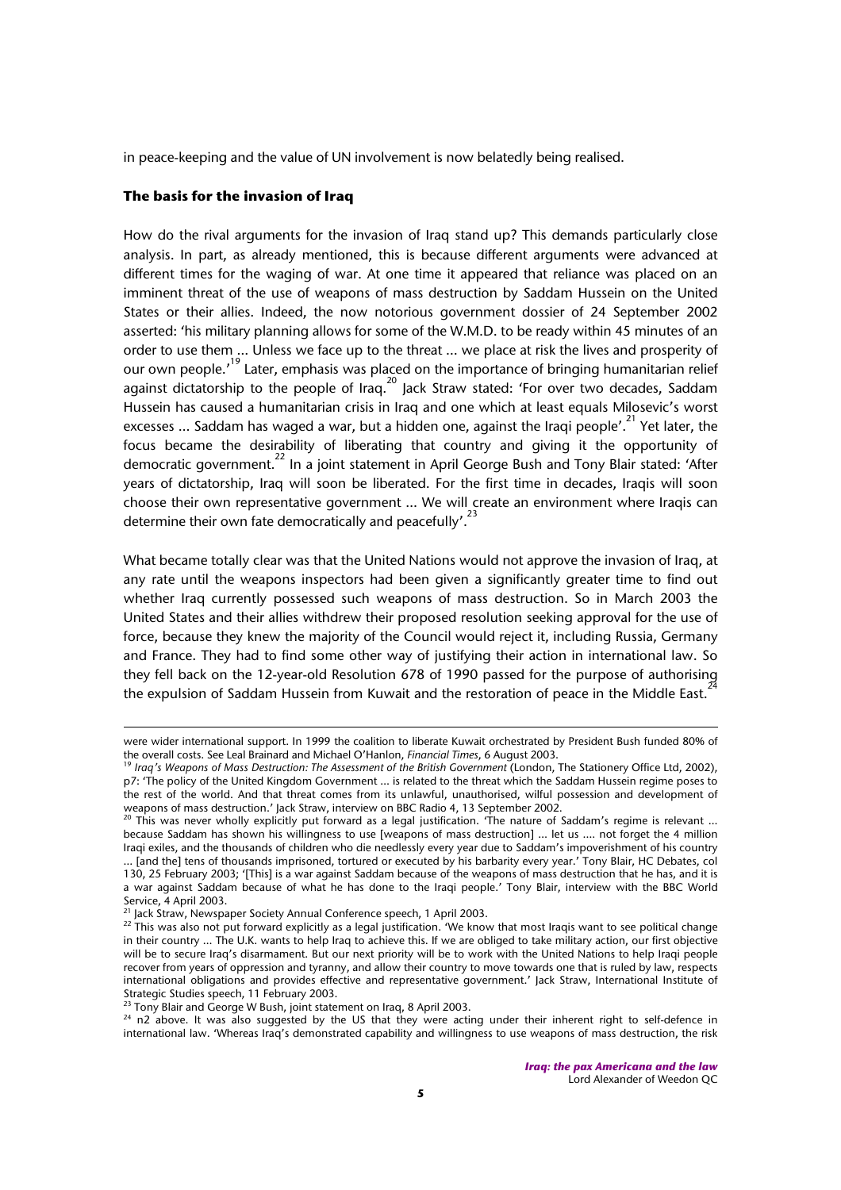in peace-keeping and the value of UN involvement is now belatedly being realised.

### The basis for the invasion of Iraq

How do the rival arguments for the invasion of Iraq stand up? This demands particularly close analysis. In part, as already mentioned, this is because different arguments were advanced at different times for the waging of war. At one time it appeared that reliance was placed on an imminent threat of the use of weapons of mass destruction by Saddam Hussein on the United States or their allies. Indeed, the now notorious government dossier of 24 September 2002 asserted: 'his military planning allows for some of the W.M.D. to be ready within 45 minutes of an order to use them ... Unless we face up to the threat ... we place at risk the lives and prosperity of our own people.'[19] Later, emphasis was placed on the importance of bringing humanitarian relief against dictatorship to the people of Iraq.[20] Jack Straw stated: 'For over two decades, Saddam Hussein has caused a humanitarian crisis in Iraq and one which at least equals Milosevic's worst excesses ... Saddam has waged a war, but a hidden one, against the Iraqi people'.[21] Yet later, the focus became the desirability of liberating that country and giving it the opportunity of democratic government.[22] In a joint statement in April George Bush and Tony Blair stated: 'After years of dictatorship, Iraq will soon be liberated. For the first time in decades, Iraqis will soon choose their own representative government ... We will create an environment where Iraqis can determine their own fate democratically and peacefully'.[23]

What became totally clear was that the United Nations would not approve the invasion of Iraq, at any rate until the weapons inspectors had been given a significantly greater time to find out whether Iraq currently possessed such weapons of mass destruction. So in March 2003 the United States and their allies withdrew their proposed resolution seeking approval for the use of force, because they knew the majority of the Council would reject it, including Russia, Germany and France. They had to find some other way of justifying their action in international law. So they fell back on the 12-year-old Resolution 678 of 1990 passed for the purpose of authorising the expulsion of Saddam Hussein from Kuwait and the restoration of peace in the Middle East.[24]

---

were wider international support. In 1999 the coalition to liberate Kuwait orchestrated by President Bush funded 80% of the overall costs. See Leal Brainard and Michael O'Hanlon, *Financial Times*, 6 August 2003.

[19] *Iraq's Weapons of Mass Destruction: The Assessment of the British Government* (London, The Stationery Office Ltd, 2002), p7: 'The policy of the United Kingdom Government ... is related to the threat which the Saddam Hussein regime poses to the rest of the world. And that threat comes from its unlawful, unauthorised, wilful possession and development of weapons of mass destruction.' Jack Straw, interview on BBC Radio 4, 13 September 2002.

[20] This was never wholly explicitly put forward as a legal justification. 'The nature of Saddam's regime is relevant ... because Saddam has shown his willingness to use [weapons of mass destruction] ... let us .... not forget the 4 million Iraqi exiles, and the thousands of children who die needlessly every year due to Saddam's impoverishment of his country ... [and the] tens of thousands imprisoned, tortured or executed by his barbarity every year.' Tony Blair, HC Debates, col 130, 25 February 2003; '[This] is a war against Saddam because of the weapons of mass destruction that he has, and it is a war against Saddam because of what he has done to the Iraqi people.' Tony Blair, interview with the BBC World Service, 4 April 2003.

[21] Jack Straw, Newspaper Society Annual Conference speech, 1 April 2003.

[22] This was also not put forward explicitly as a legal justification. 'We know that most Iraqis want to see political change in their country ... The U.K. wants to help Iraq to achieve this. If we are obliged to take military action, our first objective will be to secure Iraq's disarmament. But our next priority will be to work with the United Nations to help Iraqi people recover from years of oppression and tyranny, and allow their country to move towards one that is ruled by law, respects international obligations and provides effective and representative government.' Jack Straw, International Institute of Strategic Studies speech, 11 February 2003.

[23] Tony Blair and George W Bush, joint statement on Iraq, 8 April 2003.

[24] n2 above. It was also suggested by the US that they were acting under their inherent right to self-defence in international law. 'Whereas Iraq's demonstrated capability and willingness to use weapons of mass destruction, the risk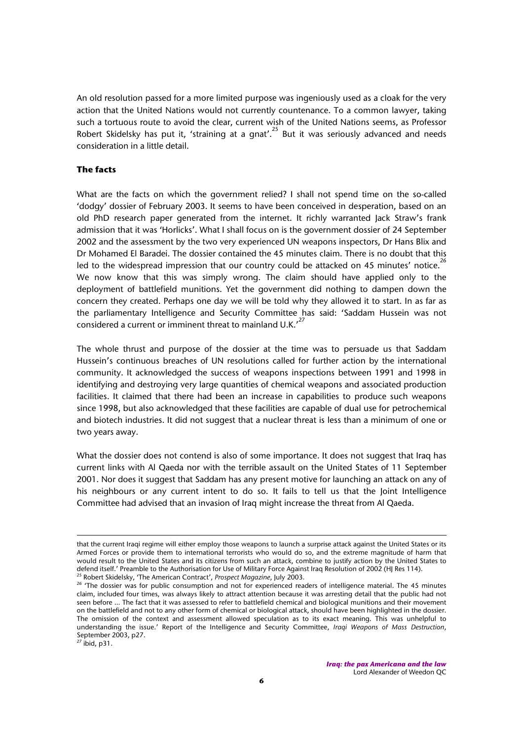An old resolution passed for a more limited purpose was ingeniously used as a cloak for the very action that the United Nations would not currently countenance. To a common lawyer, taking such a tortuous route to avoid the clear, current wish of the United Nations seems, as Professor Robert Skidelsky has put it, 'straining at a gnat'.[25] But it was seriously advanced and needs consideration in a little detail.

### The facts

What are the facts on which the government relied? I shall not spend time on the so-called 'dodgy' dossier of February 2003. It seems to have been conceived in desperation, based on an old PhD research paper generated from the internet. It richly warranted Jack Straw's frank admission that it was 'Horlicks'. What I shall focus on is the government dossier of 24 September 2002 and the assessment by the two very experienced UN weapons inspectors, Dr Hans Blix and Dr Mohamed El Baradei. The dossier contained the 45 minutes claim. There is no doubt that this led to the widespread impression that our country could be attacked on 45 minutes' notice.[26] We now know that this was simply wrong. The claim should have applied only to the deployment of battlefield munitions. Yet the government did nothing to dampen down the concern they created. Perhaps one day we will be told why they allowed it to start. In as far as the parliamentary Intelligence and Security Committee has said: 'Saddam Hussein was not considered a current or imminent threat to mainland U.K.'[27]

The whole thrust and purpose of the dossier at the time was to persuade us that Saddam Hussein's continuous breaches of UN resolutions called for further action by the international community. It acknowledged the success of weapons inspections between 1991 and 1998 in identifying and destroying very large quantities of chemical weapons and associated production facilities. It claimed that there had been an increase in capabilities to produce such weapons since 1998, but also acknowledged that these facilities are capable of dual use for petrochemical and biotech industries. It did not suggest that a nuclear threat is less than a minimum of one or two years away.

What the dossier does not contend is also of some importance. It does not suggest that Iraq has current links with Al Qaeda nor with the terrible assault on the United States of 11 September 2001. Nor does it suggest that Saddam has any present motive for launching an attack on any of his neighbours or any current intent to do so. It fails to tell us that the Joint Intelligence Committee had advised that an invasion of Iraq might increase the threat from Al Qaeda.

---

that the current Iraqi regime will either employ those weapons to launch a surprise attack against the United States or its Armed Forces or provide them to international terrorists who would do so, and the extreme magnitude of harm that would result to the United States and its citizens from such an attack, combine to justify action by the United States to defend itself.' Preamble to the Authorisation for Use of Military Force Against Iraq Resolution of 2002 (HJ Res 114).

[25] Robert Skidelsky, 'The American Contract', *Prospect Magazine*, July 2003.

[26] 'The dossier was for public consumption and not for experienced readers of intelligence material. The 45 minutes claim, included four times, was always likely to attract attention because it was arresting detail that the public had not seen before ... The fact that it was assessed to refer to battlefield chemical and biological munitions and their movement on the battlefield and not to any other form of chemical or biological attack, should have been highlighted in the dossier. The omission of the context and assessment allowed speculation as to its exact meaning. This was unhelpful to understanding the issue.' Report of the Intelligence and Security Committee, *Iraqi Weapons of Mass Destruction*, September 2003, p27.

[27] ibid, p31.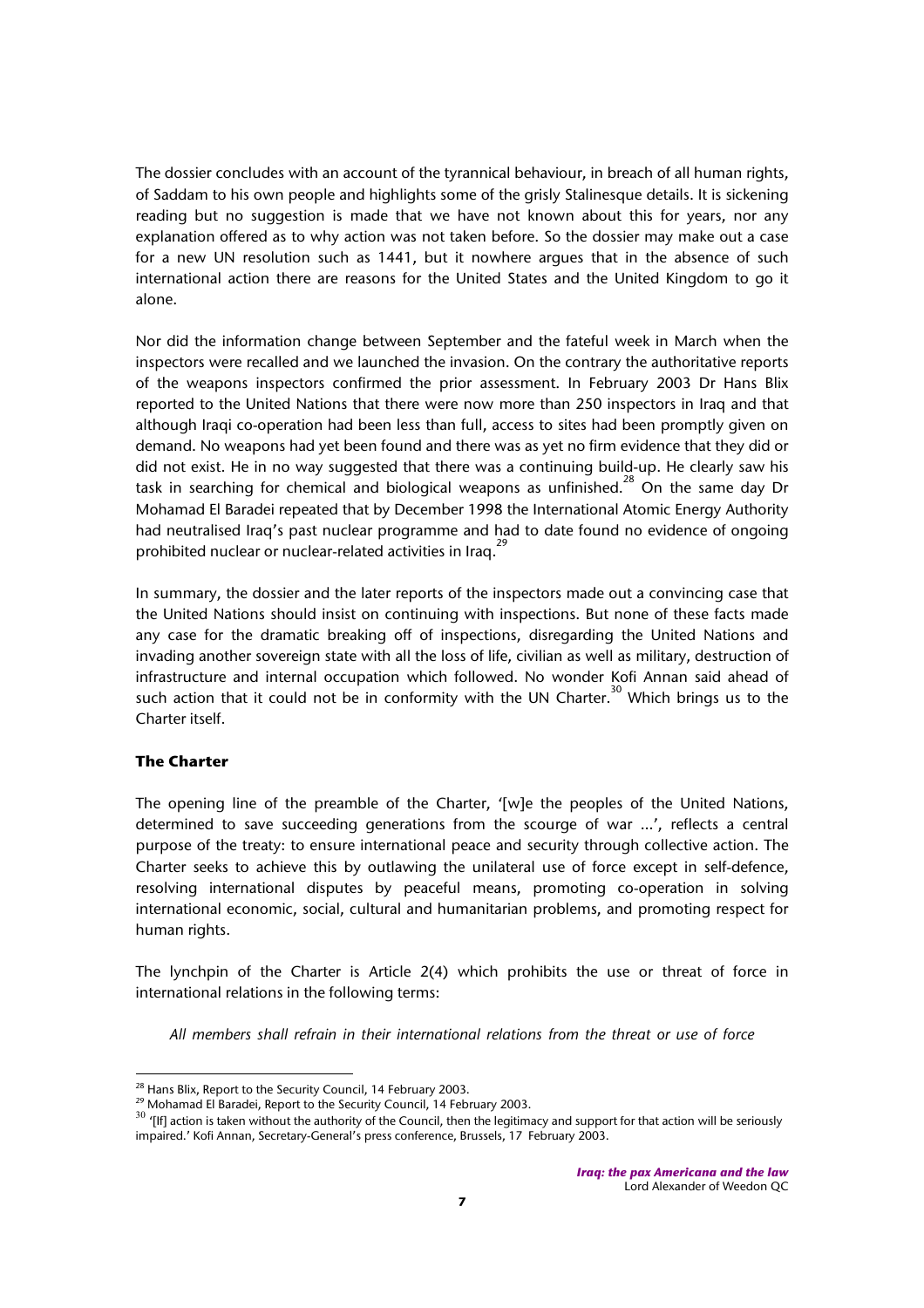The dossier concludes with an account of the tyrannical behaviour, in breach of all human rights, of Saddam to his own people and highlights some of the grisly Stalinesque details. It is sickening reading but no suggestion is made that we have not known about this for years, nor any explanation offered as to why action was not taken before. So the dossier may make out a case for a new UN resolution such as 1441, but it nowhere argues that in the absence of such international action there are reasons for the United States and the United Kingdom to go it alone.

Nor did the information change between September and the fateful week in March when the inspectors were recalled and we launched the invasion. On the contrary the authoritative reports of the weapons inspectors confirmed the prior assessment. In February 2003 Dr Hans Blix reported to the United Nations that there were now more than 250 inspectors in Iraq and that although Iraqi co-operation had been less than full, access to sites had been promptly given on demand. No weapons had yet been found and there was as yet no firm evidence that they did or did not exist. He in no way suggested that there was a continuing build-up. He clearly saw his task in searching for chemical and biological weapons as unfinished.[28] On the same day Dr Mohamad El Baradei repeated that by December 1998 the International Atomic Energy Authority had neutralised Iraq's past nuclear programme and had to date found no evidence of ongoing prohibited nuclear or nuclear-related activities in Iraq.[29]

In summary, the dossier and the later reports of the inspectors made out a convincing case that the United Nations should insist on continuing with inspections. But none of these facts made any case for the dramatic breaking off of inspections, disregarding the United Nations and invading another sovereign state with all the loss of life, civilian as well as military, destruction of infrastructure and internal occupation which followed. No wonder Kofi Annan said ahead of such action that it could not be in conformity with the UN Charter.[30] Which brings us to the Charter itself.

## The Charter

The opening line of the preamble of the Charter, '[w]e the peoples of the United Nations, determined to save succeeding generations from the scourge of war ...', reflects a central purpose of the treaty: to ensure international peace and security through collective action. The Charter seeks to achieve this by outlawing the unilateral use of force except in self-defence, resolving international disputes by peaceful means, promoting co-operation in solving international economic, social, cultural and humanitarian problems, and promoting respect for human rights.

The lynchpin of the Charter is Article 2(4) which prohibits the use or threat of force in international relations in the following terms:

*All members shall refrain in their international relations from the threat or use of force*

---

[28] Hans Blix, Report to the Security Council, 14 February 2003.

[29] Mohamad El Baradei, Report to the Security Council, 14 February 2003.

[30] '[If] action is taken without the authority of the Council, then the legitimacy and support for that action will be seriously impaired.' Kofi Annan, Secretary-General's press conference, Brussels, 17 February 2003.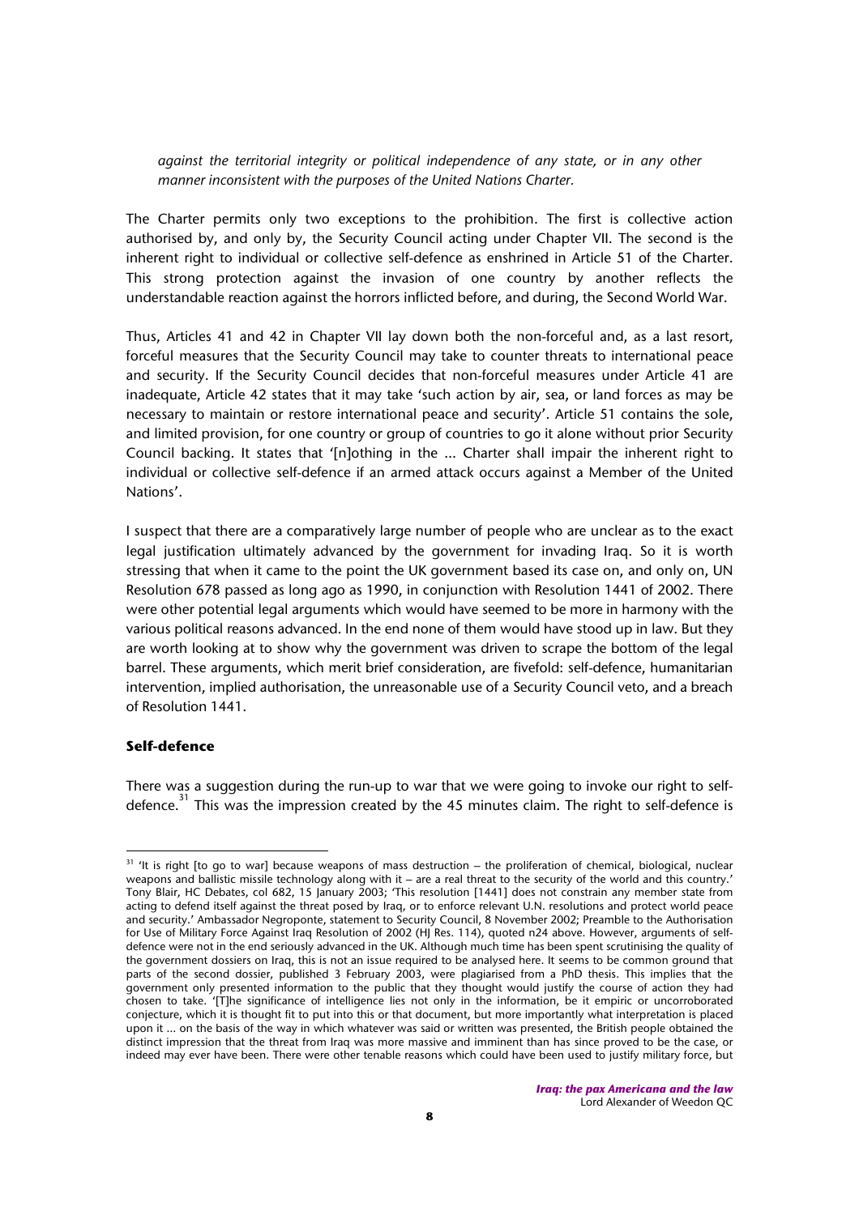*against the territorial integrity or political independence of any state, or in any other manner inconsistent with the purposes of the United Nations Charter.*

The Charter permits only two exceptions to the prohibition. The first is collective action authorised by, and only by, the Security Council acting under Chapter VII. The second is the inherent right to individual or collective self-defence as enshrined in Article 51 of the Charter. This strong protection against the invasion of one country by another reflects the understandable reaction against the horrors inflicted before, and during, the Second World War.

Thus, Articles 41 and 42 in Chapter VII lay down both the non-forceful and, as a last resort, forceful measures that the Security Council may take to counter threats to international peace and security. If the Security Council decides that non-forceful measures under Article 41 are inadequate, Article 42 states that it may take 'such action by air, sea, or land forces as may be necessary to maintain or restore international peace and security'. Article 51 contains the sole, and limited provision, for one country or group of countries to go it alone without prior Security Council backing. It states that '[n]othing in the ... Charter shall impair the inherent right to individual or collective self-defence if an armed attack occurs against a Member of the United Nations'.

I suspect that there are a comparatively large number of people who are unclear as to the exact legal justification ultimately advanced by the government for invading Iraq. So it is worth stressing that when it came to the point the UK government based its case on, and only on, UN Resolution 678 passed as long ago as 1990, in conjunction with Resolution 1441 of 2002. There were other potential legal arguments which would have seemed to be more in harmony with the various political reasons advanced. In the end none of them would have stood up in law. But they are worth looking at to show why the government was driven to scrape the bottom of the legal barrel. These arguments, which merit brief consideration, are fivefold: self-defence, humanitarian intervention, implied authorisation, the unreasonable use of a Security Council veto, and a breach of Resolution 1441.

### Self-defence

There was a suggestion during the run-up to war that we were going to invoke our right to self-defence.[31] This was the impression created by the 45 minutes claim. The right to self-defence is

---

[31] 'It is right [to go to war] because weapons of mass destruction – the proliferation of chemical, biological, nuclear weapons and ballistic missile technology along with it – are a real threat to the security of the world and this country.' Tony Blair, HC Debates, col 682, 15 January 2003; 'This resolution [1441] does not constrain any member state from acting to defend itself against the threat posed by Iraq, or to enforce relevant U.N. resolutions and protect world peace and security.' Ambassador Negroponte, statement to Security Council, 8 November 2002; Preamble to the Authorisation for Use of Military Force Against Iraq Resolution of 2002 (HJ Res. 114), quoted n24 above. However, arguments of self-defence were not in the end seriously advanced in the UK. Although much time has been spent scrutinising the quality of the government dossiers on Iraq, this is not an issue required to be analysed here. It seems to be common ground that parts of the second dossier, published 3 February 2003, were plagiarised from a PhD thesis. This implies that the government only presented information to the public that they thought would justify the course of action they had chosen to take. '[T]he significance of intelligence lies not only in the information, be it empiric or uncorroborated conjecture, which it is thought fit to put into this or that document, but more importantly what interpretation is placed upon it ... on the basis of the way in which whatever was said or written was presented, the British people obtained the distinct impression that the threat from Iraq was more massive and imminent than has since proved to be the case, or indeed may ever have been. There were other tenable reasons which could have been used to justify military force, but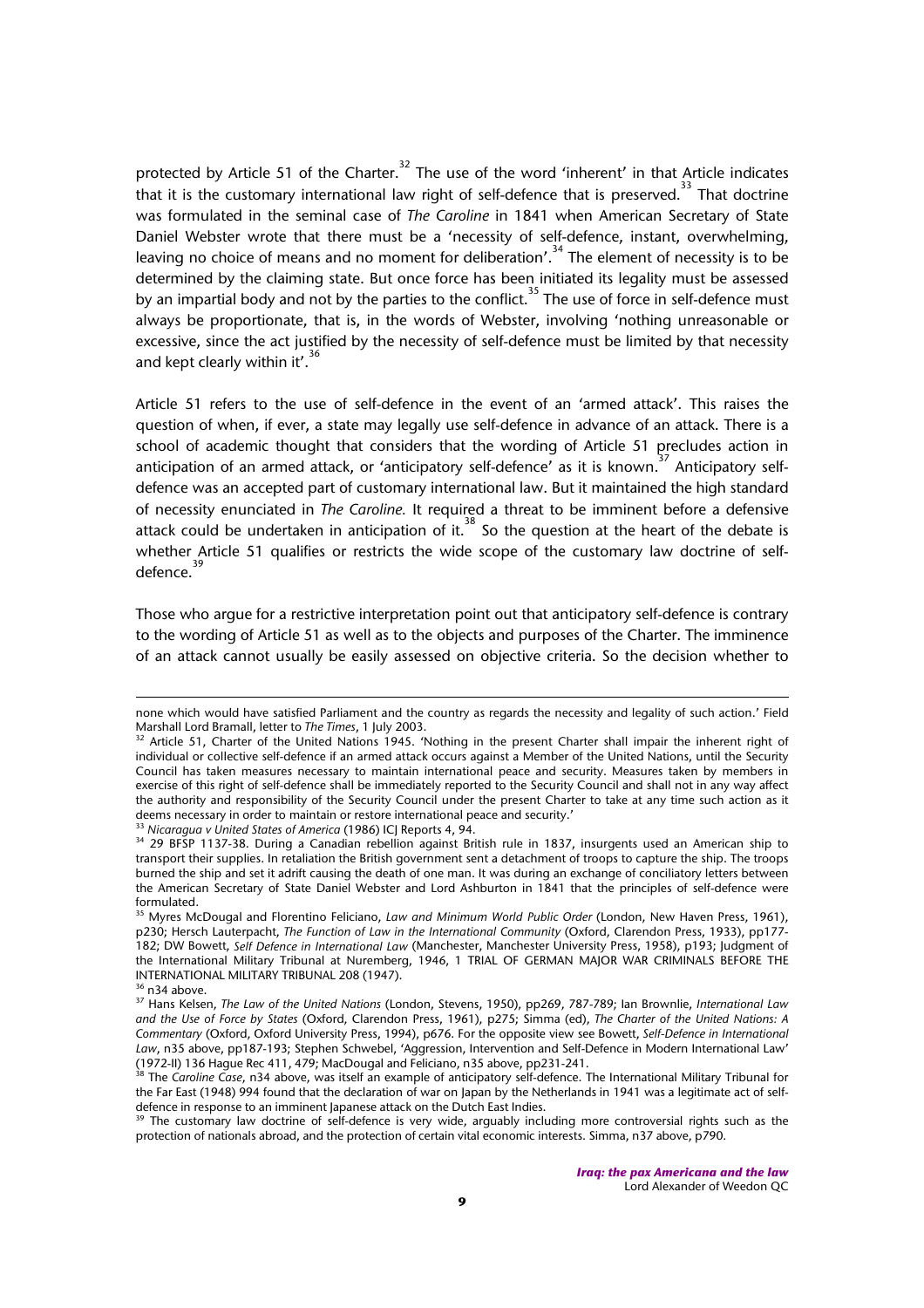protected by Article 51 of the Charter.[32] The use of the word 'inherent' in that Article indicates that it is the customary international law right of self-defence that is preserved.[33] That doctrine was formulated in the seminal case of *The Caroline* in 1841 when American Secretary of State Daniel Webster wrote that there must be a 'necessity of self-defence, instant, overwhelming, leaving no choice of means and no moment for deliberation'.[34] The element of necessity is to be determined by the claiming state. But once force has been initiated its legality must be assessed by an impartial body and not by the parties to the conflict.[35] The use of force in self-defence must always be proportionate, that is, in the words of Webster, involving 'nothing unreasonable or excessive, since the act justified by the necessity of self-defence must be limited by that necessity and kept clearly within it'.[36]

Article 51 refers to the use of self-defence in the event of an 'armed attack'. This raises the question of when, if ever, a state may legally use self-defence in advance of an attack. There is a school of academic thought that considers that the wording of Article 51 precludes action in anticipation of an armed attack, or 'anticipatory self-defence' as it is known.[37] Anticipatory self-defence was an accepted part of customary international law. But it maintained the high standard of necessity enunciated in *The Caroline.* It required a threat to be imminent before a defensive attack could be undertaken in anticipation of it.[38] So the question at the heart of the debate is whether Article 51 qualifies or restricts the wide scope of the customary law doctrine of self-defence.[39]

Those who argue for a restrictive interpretation point out that anticipatory self-defence is contrary to the wording of Article 51 as well as to the objects and purposes of the Charter. The imminence of an attack cannot usually be easily assessed on objective criteria. So the decision whether to

---

none which would have satisfied Parliament and the country as regards the necessity and legality of such action.' Field Marshall Lord Bramall, letter to *The Times*, 1 July 2003.

[32] Article 51, Charter of the United Nations 1945. 'Nothing in the present Charter shall impair the inherent right of individual or collective self-defence if an armed attack occurs against a Member of the United Nations, until the Security Council has taken measures necessary to maintain international peace and security. Measures taken by members in exercise of this right of self-defence shall be immediately reported to the Security Council and shall not in any way affect the authority and responsibility of the Security Council under the present Charter to take at any time such action as it deems necessary in order to maintain or restore international peace and security.'

[33] *Nicaragua v United States of America* (1986) ICJ Reports 4, 94.

[34] 29 BFSP 1137-38. During a Canadian rebellion against British rule in 1837, insurgents used an American ship to transport their supplies. In retaliation the British government sent a detachment of troops to capture the ship. The troops burned the ship and set it adrift causing the death of one man. It was during an exchange of conciliatory letters between the American Secretary of State Daniel Webster and Lord Ashburton in 1841 that the principles of self-defence were formulated.

[35] Myres McDougal and Florentino Feliciano, *Law and Minimum World Public Order* (London, New Haven Press, 1961), p230; Hersch Lauterpacht, *The Function of Law in the International Community* (Oxford, Clarendon Press, 1933), pp177-182; DW Bowett, *Self Defence in International Law* (Manchester, Manchester University Press, 1958), p193; Judgment of the International Military Tribunal at Nuremberg, 1946, 1 TRIAL OF GERMAN MAJOR WAR CRIMINALS BEFORE THE INTERNATIONAL MILITARY TRIBUNAL 208 (1947).

[36] n34 above.

[37] Hans Kelsen, *The Law of the United Nations* (London, Stevens, 1950), pp269, 787-789; Ian Brownlie, *International Law and the Use of Force by States* (Oxford, Clarendon Press, 1961), p275; Simma (ed), *The Charter of the United Nations: A Commentary* (Oxford, Oxford University Press, 1994), p676. For the opposite view see Bowett, *Self-Defence in International Law*, n35 above, pp187-193; Stephen Schwebel, 'Aggression, Intervention and Self-Defence in Modern International Law' (1972-II) 136 Hague Rec 411, 479; MacDougal and Feliciano, n35 above, pp231-241.

[38] The *Caroline Case*, n34 above, was itself an example of anticipatory self-defence. The International Military Tribunal for the Far East (1948) 994 found that the declaration of war on Japan by the Netherlands in 1941 was a legitimate act of self-defence in response to an imminent Japanese attack on the Dutch East Indies.

[39] The customary law doctrine of self-defence is very wide, arguably including more controversial rights such as the protection of nationals abroad, and the protection of certain vital economic interests. Simma, n37 above, p790.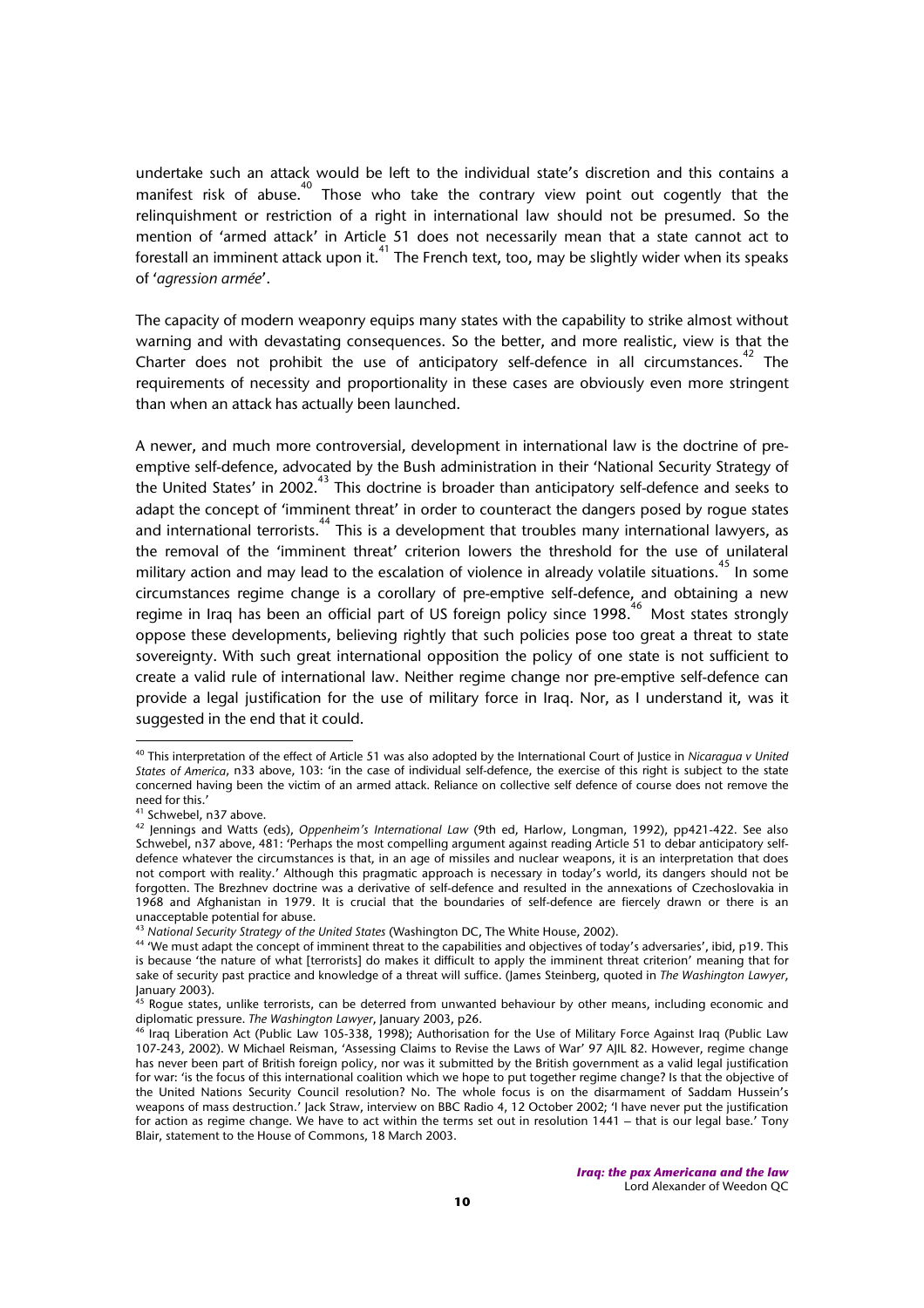undertake such an attack would be left to the individual state's discretion and this contains a manifest risk of abuse.[40] Those who take the contrary view point out cogently that the relinquishment or restriction of a right in international law should not be presumed. So the mention of 'armed attack' in Article 51 does not necessarily mean that a state cannot act to forestall an imminent attack upon it.[41] The French text, too, may be slightly wider when its speaks of '*agression armée*'.

The capacity of modern weaponry equips many states with the capability to strike almost without warning and with devastating consequences. So the better, and more realistic, view is that the Charter does not prohibit the use of anticipatory self-defence in all circumstances.[42] The requirements of necessity and proportionality in these cases are obviously even more stringent than when an attack has actually been launched.

A newer, and much more controversial, development in international law is the doctrine of pre-emptive self-defence, advocated by the Bush administration in their 'National Security Strategy of the United States' in 2002.[43] This doctrine is broader than anticipatory self-defence and seeks to adapt the concept of 'imminent threat' in order to counteract the dangers posed by rogue states and international terrorists.[44] This is a development that troubles many international lawyers, as the removal of the 'imminent threat' criterion lowers the threshold for the use of unilateral military action and may lead to the escalation of violence in already volatile situations.[45] In some circumstances regime change is a corollary of pre-emptive self-defence, and obtaining a new regime in Iraq has been an official part of US foreign policy since 1998.[46] Most states strongly oppose these developments, believing rightly that such policies pose too great a threat to state sovereignty. With such great international opposition the policy of one state is not sufficient to create a valid rule of international law. Neither regime change nor pre-emptive self-defence can provide a legal justification for the use of military force in Iraq. Nor, as I understand it, was it suggested in the end that it could.

---

[40] This interpretation of the effect of Article 51 was also adopted by the International Court of Justice in *Nicaragua v United States of America*, n33 above, 103: 'in the case of individual self-defence, the exercise of this right is subject to the state concerned having been the victim of an armed attack. Reliance on collective self defence of course does not remove the need for this.'

[41] Schwebel, n37 above.

[42] Jennings and Watts (eds), *Oppenheim's International Law* (9th ed, Harlow, Longman, 1992), pp421-422. See also Schwebel, n37 above, 481: 'Perhaps the most compelling argument against reading Article 51 to debar anticipatory self-defence whatever the circumstances is that, in an age of missiles and nuclear weapons, it is an interpretation that does not comport with reality.' Although this pragmatic approach is necessary in today's world, its dangers should not be forgotten. The Brezhnev doctrine was a derivative of self-defence and resulted in the annexations of Czechoslovakia in 1968 and Afghanistan in 1979. It is crucial that the boundaries of self-defence are fiercely drawn or there is an unacceptable potential for abuse.

[43] *National Security Strategy of the United States* (Washington DC, The White House, 2002).

[44] 'We must adapt the concept of imminent threat to the capabilities and objectives of today's adversaries', ibid, p19. This is because 'the nature of what [terrorists] do makes it difficult to apply the imminent threat criterion' meaning that for sake of security past practice and knowledge of a threat will suffice. (James Steinberg, quoted in *The Washington Lawyer*, January 2003).

[45] Rogue states, unlike terrorists, can be deterred from unwanted behaviour by other means, including economic and diplomatic pressure. *The Washington Lawyer*, January 2003, p26.

[46] Iraq Liberation Act (Public Law 105-338, 1998); Authorisation for the Use of Military Force Against Iraq (Public Law 107-243, 2002). W Michael Reisman, 'Assessing Claims to Revise the Laws of War' 97 AJIL 82. However, regime change has never been part of British foreign policy, nor was it submitted by the British government as a valid legal justification for war: 'is the focus of this international coalition which we hope to put together regime change? Is that the objective of the United Nations Security Council resolution? No. The whole focus is on the disarmament of Saddam Hussein's weapons of mass destruction.' Jack Straw, interview on BBC Radio 4, 12 October 2002; 'I have never put the justification for action as regime change. We have to act within the terms set out in resolution 1441 – that is our legal base.' Tony Blair, statement to the House of Commons, 18 March 2003.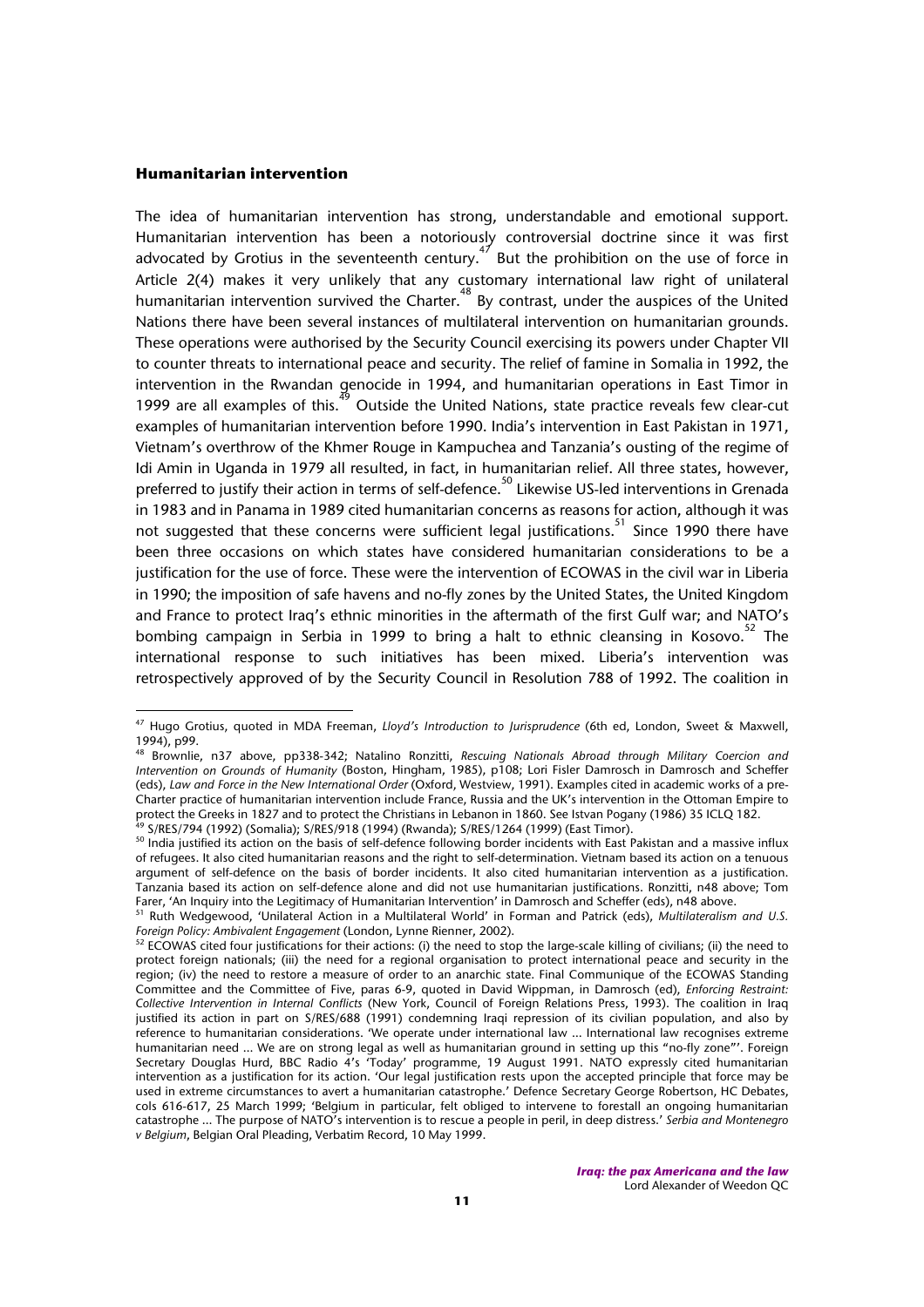### Humanitarian intervention

The idea of humanitarian intervention has strong, understandable and emotional support. Humanitarian intervention has been a notoriously controversial doctrine since it was first advocated by Grotius in the seventeenth century.[47] But the prohibition on the use of force in Article 2(4) makes it very unlikely that any customary international law right of unilateral humanitarian intervention survived the Charter.[48] By contrast, under the auspices of the United Nations there have been several instances of multilateral intervention on humanitarian grounds. These operations were authorised by the Security Council exercising its powers under Chapter VII to counter threats to international peace and security. The relief of famine in Somalia in 1992, the intervention in the Rwandan genocide in 1994, and humanitarian operations in East Timor in 1999 are all examples of this.[49] Outside the United Nations, state practice reveals few clear-cut examples of humanitarian intervention before 1990. India's intervention in East Pakistan in 1971, Vietnam's overthrow of the Khmer Rouge in Kampuchea and Tanzania's ousting of the regime of Idi Amin in Uganda in 1979 all resulted, in fact, in humanitarian relief. All three states, however, preferred to justify their action in terms of self-defence.[50] Likewise US-led interventions in Grenada in 1983 and in Panama in 1989 cited humanitarian concerns as reasons for action, although it was not suggested that these concerns were sufficient legal justifications.[51] Since 1990 there have been three occasions on which states have considered humanitarian considerations to be a justification for the use of force. These were the intervention of ECOWAS in the civil war in Liberia in 1990; the imposition of safe havens and no-fly zones by the United States, the United Kingdom and France to protect Iraq's ethnic minorities in the aftermath of the first Gulf war; and NATO's bombing campaign in Serbia in 1999 to bring a halt to ethnic cleansing in Kosovo.[52] The international response to such initiatives has been mixed. Liberia's intervention was retrospectively approved of by the Security Council in Resolution 788 of 1992. The coalition in

---

[47] Hugo Grotius, quoted in MDA Freeman, *Lloyd's Introduction to Jurisprudence* (6th ed, London, Sweet & Maxwell, 1994), p99.

[48] Brownlie, n37 above, pp338-342; Natalino Ronzitti, *Rescuing Nationals Abroad through Military Coercion and Intervention on Grounds of Humanity* (Boston, Hingham, 1985), p108; Lori Fisler Damrosch in Damrosch and Scheffer (eds), *Law and Force in the New International Order* (Oxford, Westview, 1991). Examples cited in academic works of a pre-Charter practice of humanitarian intervention include France, Russia and the UK's intervention in the Ottoman Empire to protect the Greeks in 1827 and to protect the Christians in Lebanon in 1860. See Istvan Pogany (1986) 35 ICLQ 182.

[49] S/RES/794 (1992) (Somalia); S/RES/918 (1994) (Rwanda); S/RES/1264 (1999) (East Timor).

[50] India justified its action on the basis of self-defence following border incidents with East Pakistan and a massive influx of refugees. It also cited humanitarian reasons and the right to self-determination. Vietnam based its action on a tenuous argument of self-defence on the basis of border incidents. It also cited humanitarian intervention as a justification. Tanzania based its action on self-defence alone and did not use humanitarian justifications. Ronzitti, n48 above; Tom Farer, 'An Inquiry into the Legitimacy of Humanitarian Intervention' in Damrosch and Scheffer (eds), n48 above.

[51] Ruth Wedgewood, 'Unilateral Action in a Multilateral World' in Forman and Patrick (eds), *Multilateralism and U.S. Foreign Policy: Ambivalent Engagement* (London, Lynne Rienner, 2002).

[52] ECOWAS cited four justifications for their actions: (i) the need to stop the large-scale killing of civilians; (ii) the need to protect foreign nationals; (iii) the need for a regional organisation to protect international peace and security in the region; (iv) the need to restore a measure of order to an anarchic state. Final Communique of the ECOWAS Standing Committee and the Committee of Five, paras 6-9, quoted in David Wippman, in Damrosch (ed), *Enforcing Restraint: Collective Intervention in Internal Conflicts* (New York, Council of Foreign Relations Press, 1993). The coalition in Iraq justified its action in part on S/RES/688 (1991) condemning Iraqi repression of its civilian population, and also by reference to humanitarian considerations. 'We operate under international law ... International law recognises extreme humanitarian need ... We are on strong legal as well as humanitarian ground in setting up this "no-fly zone"'. Foreign Secretary Douglas Hurd, BBC Radio 4's 'Today' programme, 19 August 1991. NATO expressly cited humanitarian intervention as a justification for its action. 'Our legal justification rests upon the accepted principle that force may be used in extreme circumstances to avert a humanitarian catastrophe.' Defence Secretary George Robertson, HC Debates, cols 616-617, 25 March 1999; 'Belgium in particular, felt obliged to intervene to forestall an ongoing humanitarian catastrophe ... The purpose of NATO's intervention is to rescue a people in peril, in deep distress.' *Serbia and Montenegro v Belgium*, Belgian Oral Pleading, Verbatim Record, 10 May 1999.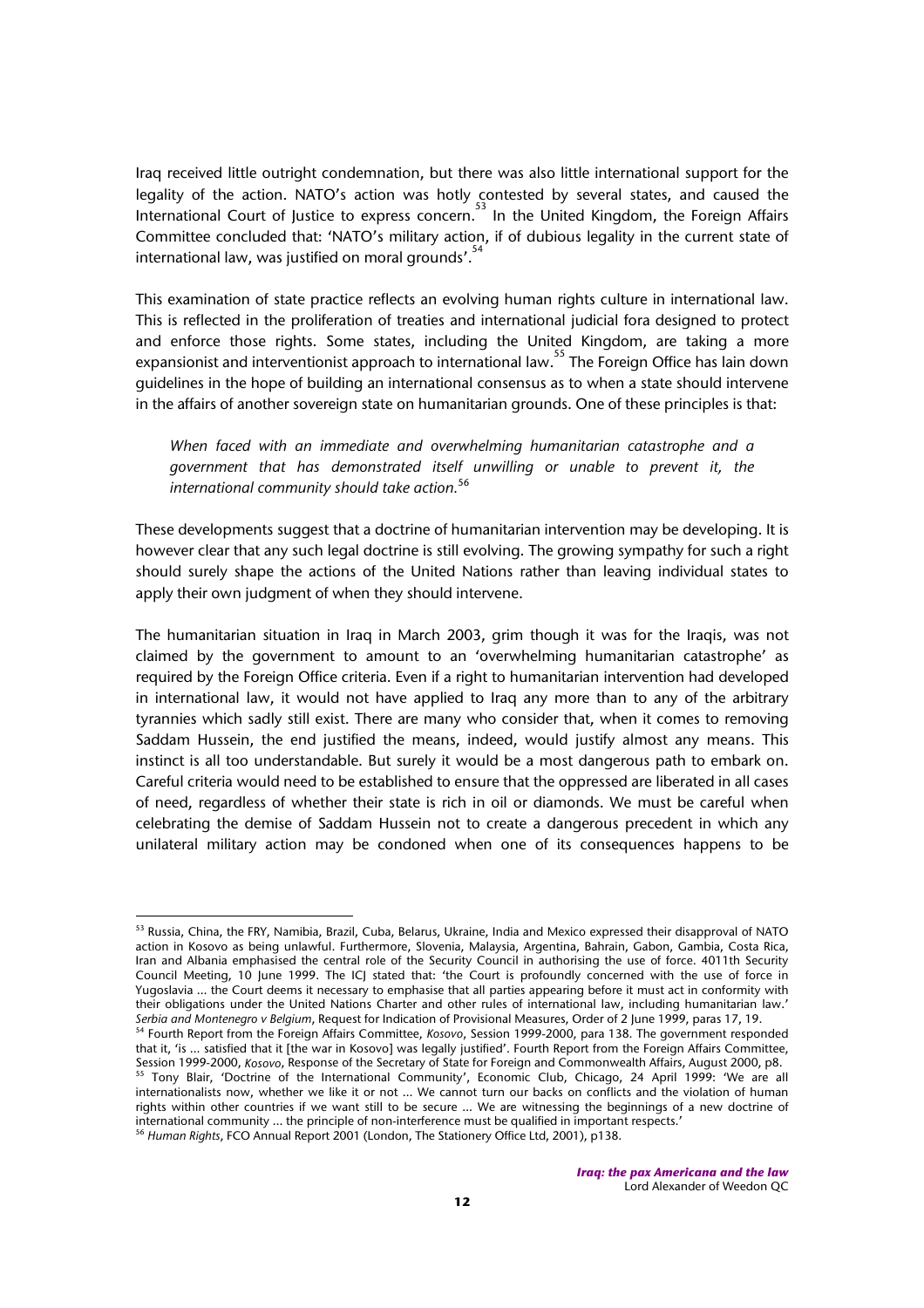Iraq received little outright condemnation, but there was also little international support for the legality of the action. NATO's action was hotly contested by several states, and caused the International Court of Justice to express concern.[53] In the United Kingdom, the Foreign Affairs Committee concluded that: 'NATO's military action, if of dubious legality in the current state of international law, was justified on moral grounds'.[54]

This examination of state practice reflects an evolving human rights culture in international law. This is reflected in the proliferation of treaties and international judicial fora designed to protect and enforce those rights. Some states, including the United Kingdom, are taking a more expansionist and interventionist approach to international law.[55] The Foreign Office has lain down guidelines in the hope of building an international consensus as to when a state should intervene in the affairs of another sovereign state on humanitarian grounds. One of these principles is that:

> *When faced with an immediate and overwhelming humanitarian catastrophe and a government that has demonstrated itself unwilling or unable to prevent it, the international community should take action.*[56]

These developments suggest that a doctrine of humanitarian intervention may be developing. It is however clear that any such legal doctrine is still evolving. The growing sympathy for such a right should surely shape the actions of the United Nations rather than leaving individual states to apply their own judgment of when they should intervene.

The humanitarian situation in Iraq in March 2003, grim though it was for the Iraqis, was not claimed by the government to amount to an 'overwhelming humanitarian catastrophe' as required by the Foreign Office criteria. Even if a right to humanitarian intervention had developed in international law, it would not have applied to Iraq any more than to any of the arbitrary tyrannies which sadly still exist. There are many who consider that, when it comes to removing Saddam Hussein, the end justified the means, indeed, would justify almost any means. This instinct is all too understandable. But surely it would be a most dangerous path to embark on. Careful criteria would need to be established to ensure that the oppressed are liberated in all cases of need, regardless of whether their state is rich in oil or diamonds. We must be careful when celebrating the demise of Saddam Hussein not to create a dangerous precedent in which any unilateral military action may be condoned when one of its consequences happens to be

---

[53] Russia, China, the FRY, Namibia, Brazil, Cuba, Belarus, Ukraine, India and Mexico expressed their disapproval of NATO action in Kosovo as being unlawful. Furthermore, Slovenia, Malaysia, Argentina, Bahrain, Gabon, Gambia, Costa Rica, Iran and Albania emphasised the central role of the Security Council in authorising the use of force. 4011th Security Council Meeting, 10 June 1999. The ICJ stated that: 'the Court is profoundly concerned with the use of force in Yugoslavia ... the Court deems it necessary to emphasise that all parties appearing before it must act in conformity with their obligations under the United Nations Charter and other rules of international law, including humanitarian law.' *Serbia and Montenegro v Belgium*, Request for Indication of Provisional Measures, Order of 2 June 1999, paras 17, 19.

[54] Fourth Report from the Foreign Affairs Committee, *Kosovo*, Session 1999-2000, para 138. The government responded that it, 'is ... satisfied that it [the war in Kosovo] was legally justified'. Fourth Report from the Foreign Affairs Committee, Session 1999-2000, *Kosovo*, Response of the Secretary of State for Foreign and Commonwealth Affairs, August 2000, p8.

[55] Tony Blair, 'Doctrine of the International Community', Economic Club, Chicago, 24 April 1999: 'We are all internationalists now, whether we like it or not ... We cannot turn our backs on conflicts and the violation of human rights within other countries if we want still to be secure ... We are witnessing the beginnings of a new doctrine of international community ... the principle of non-interference must be qualified in important respects.'

[56] *Human Rights*, FCO Annual Report 2001 (London, The Stationery Office Ltd, 2001), p138.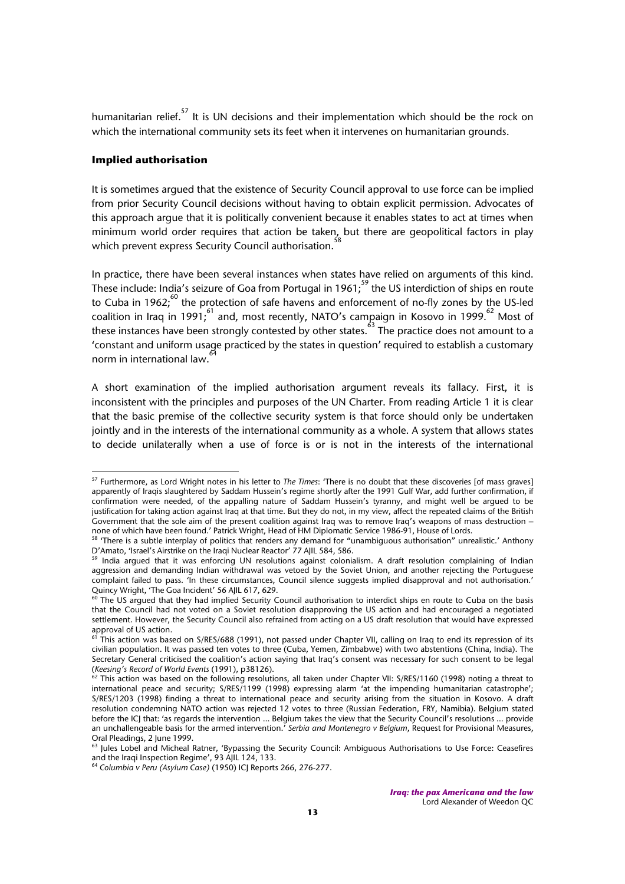humanitarian relief.[57] It is UN decisions and their implementation which should be the rock on which the international community sets its feet when it intervenes on humanitarian grounds.

### Implied authorisation

It is sometimes argued that the existence of Security Council approval to use force can be implied from prior Security Council decisions without having to obtain explicit permission. Advocates of this approach argue that it is politically convenient because it enables states to act at times when minimum world order requires that action be taken, but there are geopolitical factors in play which prevent express Security Council authorisation.[58]

In practice, there have been several instances when states have relied on arguments of this kind. These include: India's seizure of Goa from Portugal in 1961;[59] the US interdiction of ships en route to Cuba in 1962;[60] the protection of safe havens and enforcement of no-fly zones by the US-led coalition in Iraq in 1991;[61] and, most recently, NATO's campaign in Kosovo in 1999.[62] Most of these instances have been strongly contested by other states.[63] The practice does not amount to a 'constant and uniform usage practiced by the states in question' required to establish a customary norm in international law.[64]

A short examination of the implied authorisation argument reveals its fallacy. First, it is inconsistent with the principles and purposes of the UN Charter. From reading Article 1 it is clear that the basic premise of the collective security system is that force should only be undertaken jointly and in the interests of the international community as a whole. A system that allows states to decide unilaterally when a use of force is or is not in the interests of the international

---

[57] Furthermore, as Lord Wright notes in his letter to *The Times*: 'There is no doubt that these discoveries [of mass graves] apparently of Iraqis slaughtered by Saddam Hussein's regime shortly after the 1991 Gulf War, add further confirmation, if confirmation were needed, of the appalling nature of Saddam Hussein's tyranny, and might well be argued to be justification for taking action against Iraq at that time. But they do not, in my view, affect the repeated claims of the British Government that the sole aim of the present coalition against Iraq was to remove Iraq's weapons of mass destruction – none of which have been found.' Patrick Wright, Head of HM Diplomatic Service 1986-91, House of Lords.

[58] 'There is a subtle interplay of politics that renders any demand for "unambiguous authorisation" unrealistic.' Anthony D'Amato, 'Israel's Airstrike on the Iraqi Nuclear Reactor' 77 AJIL 584, 586.

[59] India argued that it was enforcing UN resolutions against colonialism. A draft resolution complaining of Indian aggression and demanding Indian withdrawal was vetoed by the Soviet Union, and another rejecting the Portuguese complaint failed to pass. 'In these circumstances, Council silence suggests implied disapproval and not authorisation.' Quincy Wright, 'The Goa Incident' 56 AJIL 617, 629.

[60] The US argued that they had implied Security Council authorisation to interdict ships en route to Cuba on the basis that the Council had not voted on a Soviet resolution disapproving the US action and had encouraged a negotiated settlement. However, the Security Council also refrained from acting on a US draft resolution that would have expressed approval of US action.

[61] This action was based on S/RES/688 (1991), not passed under Chapter VII, calling on Iraq to end its repression of its civilian population. It was passed ten votes to three (Cuba, Yemen, Zimbabwe) with two abstentions (China, India). The Secretary General criticised the coalition's action saying that Iraq's consent was necessary for such consent to be legal (*Keesing's Record of World Events* (1991), p38126).

[62] This action was based on the following resolutions, all taken under Chapter VII: S/RES/1160 (1998) noting a threat to international peace and security; S/RES/1199 (1998) expressing alarm 'at the impending humanitarian catastrophe'; S/RES/1203 (1998) finding a threat to international peace and security arising from the situation in Kosovo. A draft resolution condemning NATO action was rejected 12 votes to three (Russian Federation, FRY, Namibia). Belgium stated before the ICJ that: 'as regards the intervention ... Belgium takes the view that the Security Council's resolutions ... provide an unchallengeable basis for the armed intervention.' *Serbia and Montenegro v Belgium*, Request for Provisional Measures, Oral Pleadings, 2 June 1999.

[63] Jules Lobel and Micheal Ratner, 'Bypassing the Security Council: Ambiguous Authorisations to Use Force: Ceasefires and the Iraqi Inspection Regime', 93 AJIL 124, 133.

[64] *Columbia v Peru (Asylum Case)* (1950) ICJ Reports 266, 276-277.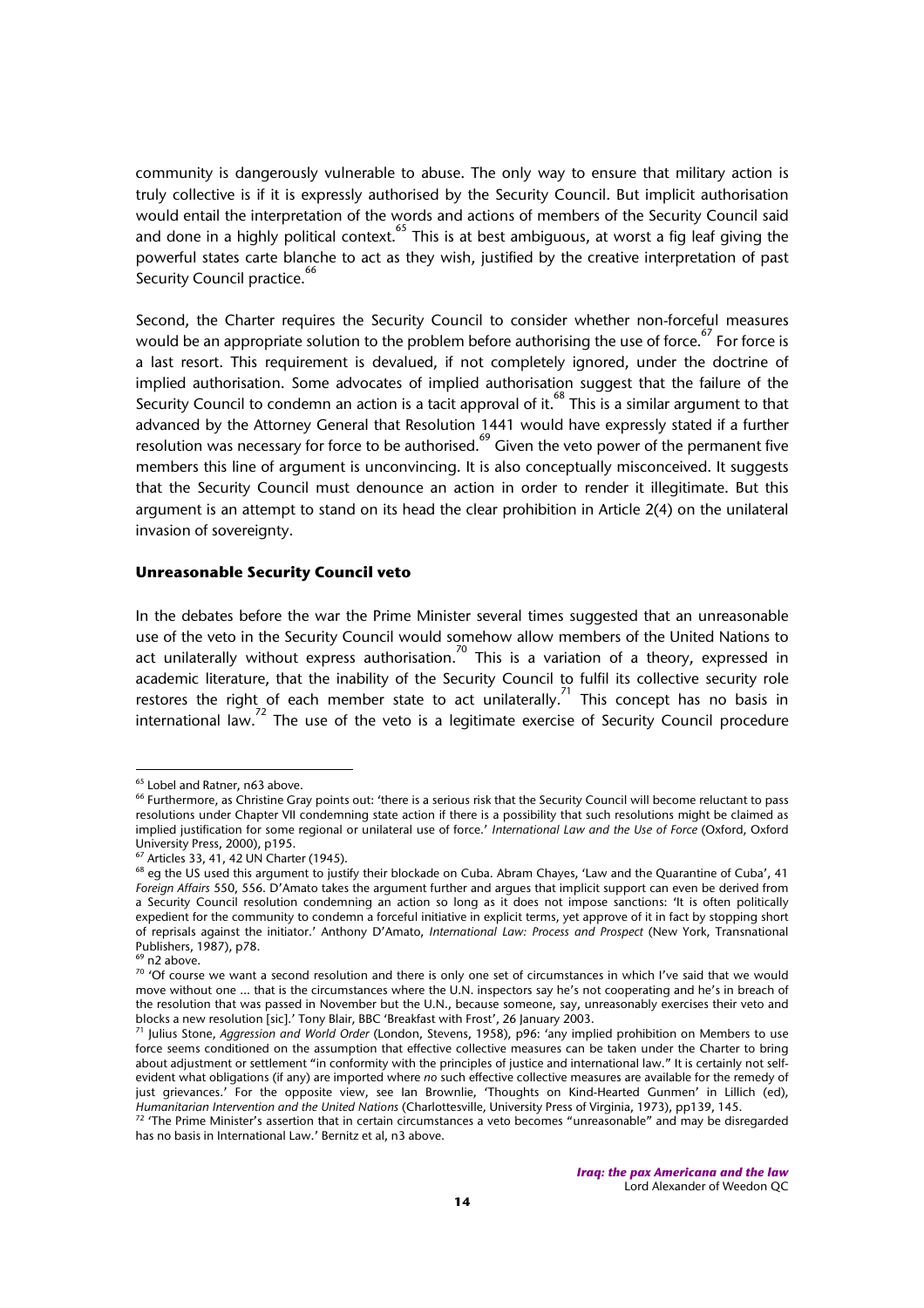community is dangerously vulnerable to abuse. The only way to ensure that military action is truly collective is if it is expressly authorised by the Security Council. But implicit authorisation would entail the interpretation of the words and actions of members of the Security Council said and done in a highly political context.[65] This is at best ambiguous, at worst a fig leaf giving the powerful states carte blanche to act as they wish, justified by the creative interpretation of past Security Council practice.[66]

Second, the Charter requires the Security Council to consider whether non-forceful measures would be an appropriate solution to the problem before authorising the use of force.[67] For force is a last resort. This requirement is devalued, if not completely ignored, under the doctrine of implied authorisation. Some advocates of implied authorisation suggest that the failure of the Security Council to condemn an action is a tacit approval of it.[68] This is a similar argument to that advanced by the Attorney General that Resolution 1441 would have expressly stated if a further resolution was necessary for force to be authorised.[69] Given the veto power of the permanent five members this line of argument is unconvincing. It is also conceptually misconceived. It suggests that the Security Council must denounce an action in order to render it illegitimate. But this argument is an attempt to stand on its head the clear prohibition in Article 2(4) on the unilateral invasion of sovereignty.

### Unreasonable Security Council veto

In the debates before the war the Prime Minister several times suggested that an unreasonable use of the veto in the Security Council would somehow allow members of the United Nations to act unilaterally without express authorisation.[70] This is a variation of a theory, expressed in academic literature, that the inability of the Security Council to fulfil its collective security role restores the right of each member state to act unilaterally.[71] This concept has no basis in international law.[72] The use of the veto is a legitimate exercise of Security Council procedure

---

[65] Lobel and Ratner, n63 above.

[66] Furthermore, as Christine Gray points out: 'there is a serious risk that the Security Council will become reluctant to pass resolutions under Chapter VII condemning state action if there is a possibility that such resolutions might be claimed as implied justification for some regional or unilateral use of force.' *International Law and the Use of Force* (Oxford, Oxford University Press, 2000), p195.

[67] Articles 33, 41, 42 UN Charter (1945).

[68] eg the US used this argument to justify their blockade on Cuba. Abram Chayes, 'Law and the Quarantine of Cuba', 41 *Foreign Affairs* 550, 556. D'Amato takes the argument further and argues that implicit support can even be derived from a Security Council resolution condemning an action so long as it does not impose sanctions: 'It is often politically expedient for the community to condemn a forceful initiative in explicit terms, yet approve of it in fact by stopping short of reprisals against the initiator.' Anthony D'Amato, *International Law: Process and Prospect* (New York, Transnational Publishers, 1987), p78.

[69] n2 above.

[70] 'Of course we want a second resolution and there is only one set of circumstances in which I've said that we would move without one ... that is the circumstances where the U.N. inspectors say he's not cooperating and he's in breach of the resolution that was passed in November but the U.N., because someone, say, unreasonably exercises their veto and blocks a new resolution [sic].' Tony Blair, BBC 'Breakfast with Frost', 26 January 2003.

[71] Julius Stone, *Aggression and World Order* (London, Stevens, 1958), p96: 'any implied prohibition on Members to use force seems conditioned on the assumption that effective collective measures can be taken under the Charter to bring about adjustment or settlement "in conformity with the principles of justice and international law." It is certainly not self-evident what obligations (if any) are imported where *no* such effective collective measures are available for the remedy of just grievances.' For the opposite view, see Ian Brownlie, 'Thoughts on Kind-Hearted Gunmen' in Lillich (ed), *Humanitarian Intervention and the United Nations* (Charlottesville, University Press of Virginia, 1973), pp139, 145.

[72] 'The Prime Minister's assertion that in certain circumstances a veto becomes "unreasonable" and may be disregarded has no basis in International Law.' Bernitz et al, n3 above.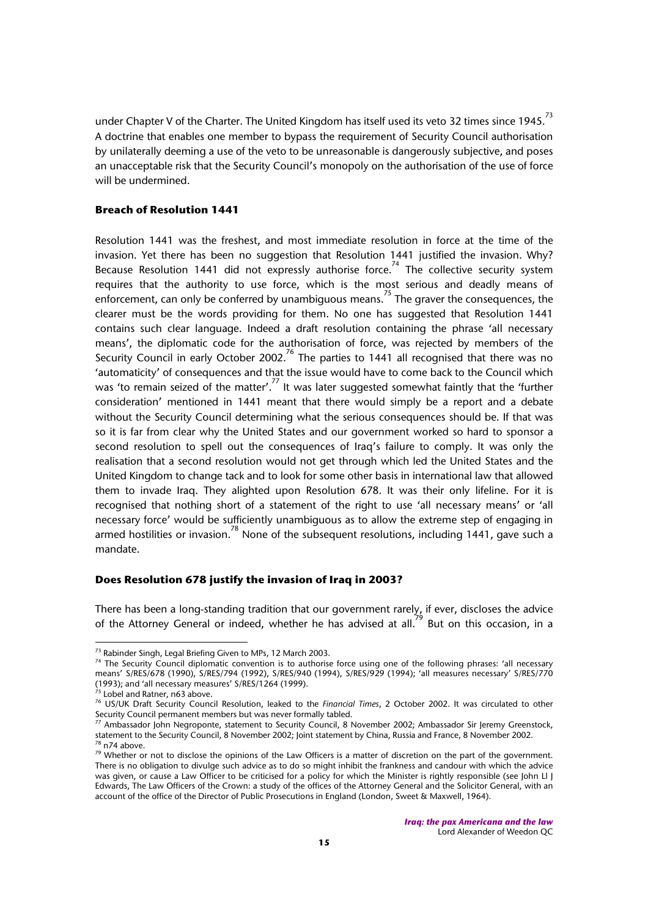under Chapter V of the Charter. The United Kingdom has itself used its veto 32 times since 1945.[73] A doctrine that enables one member to bypass the requirement of Security Council authorisation by unilaterally deeming a use of the veto to be unreasonable is dangerously subjective, and poses an unacceptable risk that the Security Council's monopoly on the authorisation of the use of force will be undermined.

### Breach of Resolution 1441

Resolution 1441 was the freshest, and most immediate resolution in force at the time of the invasion. Yet there has been no suggestion that Resolution 1441 justified the invasion. Why? Because Resolution 1441 did not expressly authorise force.[74] The collective security system requires that the authority to use force, which is the most serious and deadly means of enforcement, can only be conferred by unambiguous means.[75] The graver the consequences, the clearer must be the words providing for them. No one has suggested that Resolution 1441 contains such clear language. Indeed a draft resolution containing the phrase 'all necessary means', the diplomatic code for the authorisation of force, was rejected by members of the Security Council in early October 2002.[76] The parties to 1441 all recognised that there was no 'automaticity' of consequences and that the issue would have to come back to the Council which was 'to remain seized of the matter'.[77] It was later suggested somewhat faintly that the 'further consideration' mentioned in 1441 meant that there would simply be a report and a debate without the Security Council determining what the serious consequences should be. If that was so it is far from clear why the United States and our government worked so hard to sponsor a second resolution to spell out the consequences of Iraq's failure to comply. It was only the realisation that a second resolution would not get through which led the United States and the United Kingdom to change tack and to look for some other basis in international law that allowed them to invade Iraq. They alighted upon Resolution 678. It was their only lifeline. For it is recognised that nothing short of a statement of the right to use 'all necessary means' or 'all necessary force' would be sufficiently unambiguous as to allow the extreme step of engaging in armed hostilities or invasion.[78] None of the subsequent resolutions, including 1441, gave such a mandate.

### Does Resolution 678 justify the invasion of Iraq in 2003?

There has been a long-standing tradition that our government rarely, if ever, discloses the advice of the Attorney General or indeed, whether he has advised at all.[79] But on this occasion, in a

---

[73] Rabinder Singh, Legal Briefing Given to MPs, 12 March 2003.

[74] The Security Council diplomatic convention is to authorise force using one of the following phrases: 'all necessary means' S/RES/678 (1990), S/RES/794 (1992), S/RES/940 (1994), S/RES/929 (1994); 'all measures necessary' S/RES/770 (1993); and 'all necessary measures' S/RES/1264 (1999).

[75] Lobel and Ratner, n63 above.

[76] US/UK Draft Security Council Resolution, leaked to the *Financial Times*, 2 October 2002. It was circulated to other Security Council permanent members but was never formally tabled.

[77] Ambassador John Negroponte, statement to Security Council, 8 November 2002; Ambassador Sir Jeremy Greenstock, statement to the Security Council, 8 November 2002; Joint statement by China, Russia and France, 8 November 2002.

[78] n74 above.

[79] Whether or not to disclose the opinions of the Law Officers is a matter of discretion on the part of the government. There is no obligation to divulge such advice as to do so might inhibit the frankness and candour with which the advice was given, or cause a Law Officer to be criticised for a policy for which the Minister is rightly responsible (see John Ll J Edwards, The Law Officers of the Crown: a study of the offices of the Attorney General and the Solicitor General, with an account of the office of the Director of Public Prosecutions in England (London, Sweet & Maxwell, 1964).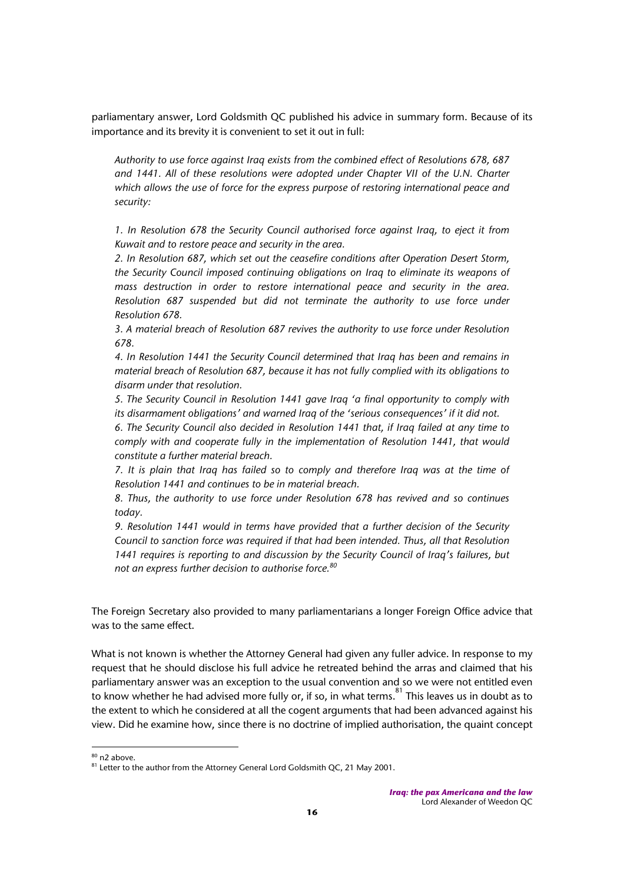parliamentary answer, Lord Goldsmith QC published his advice in summary form. Because of its importance and its brevity it is convenient to set it out in full:

> *Authority to use force against Iraq exists from the combined effect of Resolutions 678, 687 and 1441. All of these resolutions were adopted under Chapter VII of the U.N. Charter which allows the use of force for the express purpose of restoring international peace and security:*
>
> *1. In Resolution 678 the Security Council authorised force against Iraq, to eject it from Kuwait and to restore peace and security in the area.*
>
> *2. In Resolution 687, which set out the ceasefire conditions after Operation Desert Storm, the Security Council imposed continuing obligations on Iraq to eliminate its weapons of mass destruction in order to restore international peace and security in the area. Resolution 687 suspended but did not terminate the authority to use force under Resolution 678.*
>
> *3. A material breach of Resolution 687 revives the authority to use force under Resolution 678.*
>
> *4. In Resolution 1441 the Security Council determined that Iraq has been and remains in material breach of Resolution 687, because it has not fully complied with its obligations to disarm under that resolution.*
>
> *5. The Security Council in Resolution 1441 gave Iraq 'a final opportunity to comply with its disarmament obligations' and warned Iraq of the 'serious consequences' if it did not.*
>
> *6. The Security Council also decided in Resolution 1441 that, if Iraq failed at any time to comply with and cooperate fully in the implementation of Resolution 1441, that would constitute a further material breach.*
>
> *7. It is plain that Iraq has failed so to comply and therefore Iraq was at the time of Resolution 1441 and continues to be in material breach.*
>
> *8. Thus, the authority to use force under Resolution 678 has revived and so continues today.*
>
> *9. Resolution 1441 would in terms have provided that a further decision of the Security Council to sanction force was required if that had been intended. Thus, all that Resolution 1441 requires is reporting to and discussion by the Security Council of Iraq's failures, but not an express further decision to authorise force.*[80]

The Foreign Secretary also provided to many parliamentarians a longer Foreign Office advice that was to the same effect.

What is not known is whether the Attorney General had given any fuller advice. In response to my request that he should disclose his full advice he retreated behind the arras and claimed that his parliamentary answer was an exception to the usual convention and so we were not entitled even to know whether he had advised more fully or, if so, in what terms.[81] This leaves us in doubt as to the extent to which he considered at all the cogent arguments that had been advanced against his view. Did he examine how, since there is no doctrine of implied authorisation, the quaint concept

---

[80] n2 above.

[81] Letter to the author from the Attorney General Lord Goldsmith QC, 21 May 2001.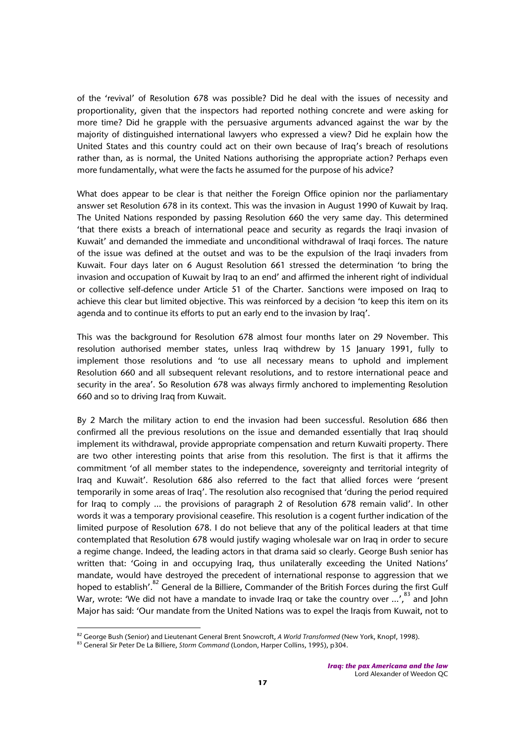of the 'revival' of Resolution 678 was possible? Did he deal with the issues of necessity and proportionality, given that the inspectors had reported nothing concrete and were asking for more time? Did he grapple with the persuasive arguments advanced against the war by the majority of distinguished international lawyers who expressed a view? Did he explain how the United States and this country could act on their own because of Iraq's breach of resolutions rather than, as is normal, the United Nations authorising the appropriate action? Perhaps even more fundamentally, what were the facts he assumed for the purpose of his advice?

What does appear to be clear is that neither the Foreign Office opinion nor the parliamentary answer set Resolution 678 in its context. This was the invasion in August 1990 of Kuwait by Iraq. The United Nations responded by passing Resolution 660 the very same day. This determined 'that there exists a breach of international peace and security as regards the Iraqi invasion of Kuwait' and demanded the immediate and unconditional withdrawal of Iraqi forces. The nature of the issue was defined at the outset and was to be the expulsion of the Iraqi invaders from Kuwait. Four days later on 6 August Resolution 661 stressed the determination 'to bring the invasion and occupation of Kuwait by Iraq to an end' and affirmed the inherent right of individual or collective self-defence under Article 51 of the Charter. Sanctions were imposed on Iraq to achieve this clear but limited objective. This was reinforced by a decision 'to keep this item on its agenda and to continue its efforts to put an early end to the invasion by Iraq'.

This was the background for Resolution 678 almost four months later on 29 November. This resolution authorised member states, unless Iraq withdrew by 15 January 1991, fully to implement those resolutions and 'to use all necessary means to uphold and implement Resolution 660 and all subsequent relevant resolutions, and to restore international peace and security in the area'. So Resolution 678 was always firmly anchored to implementing Resolution 660 and so to driving Iraq from Kuwait.

By 2 March the military action to end the invasion had been successful. Resolution 686 then confirmed all the previous resolutions on the issue and demanded essentially that Iraq should implement its withdrawal, provide appropriate compensation and return Kuwaiti property. There are two other interesting points that arise from this resolution. The first is that it affirms the commitment 'of all member states to the independence, sovereignty and territorial integrity of Iraq and Kuwait'. Resolution 686 also referred to the fact that allied forces were 'present temporarily in some areas of Iraq'. The resolution also recognised that 'during the period required for Iraq to comply ... the provisions of paragraph 2 of Resolution 678 remain valid'. In other words it was a temporary provisional ceasefire. This resolution is a cogent further indication of the limited purpose of Resolution 678. I do not believe that any of the political leaders at that time contemplated that Resolution 678 would justify waging wholesale war on Iraq in order to secure a regime change. Indeed, the leading actors in that drama said so clearly. George Bush senior has written that: 'Going in and occupying Iraq, thus unilaterally exceeding the United Nations' mandate, would have destroyed the precedent of international response to aggression that we hoped to establish'.[82] General de la Billiere, Commander of the British Forces during the first Gulf War, wrote: 'We did not have a mandate to invade Iraq or take the country over ...',[83] and John Major has said: 'Our mandate from the United Nations was to expel the Iraqis from Kuwait, not to

---

[82] George Bush (Senior) and Lieutenant General Brent Snowcroft, *A World Transformed* (New York, Knopf, 1998).

[83] General Sir Peter De La Billiere, *Storm Command* (London, Harper Collins, 1995), p304.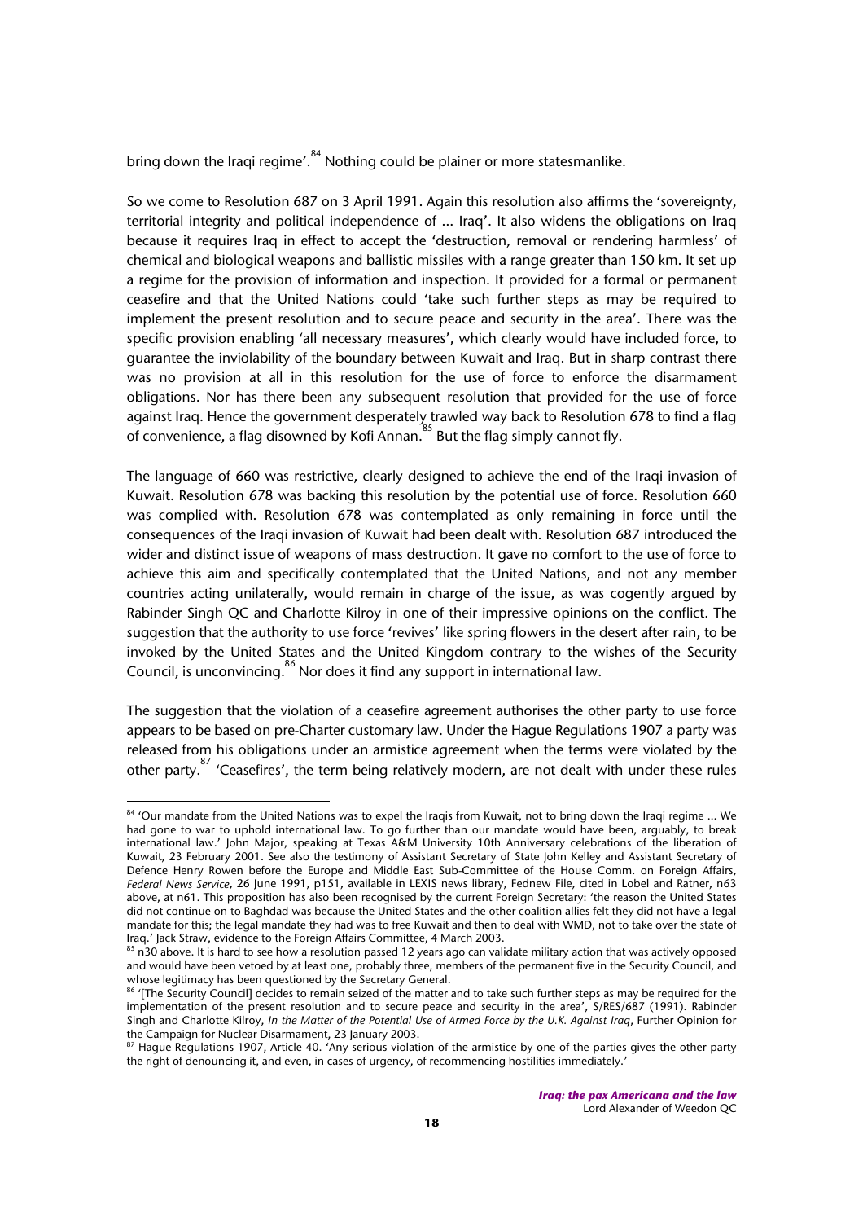bring down the Iraqi regime'.[84] Nothing could be plainer or more statesmanlike.

So we come to Resolution 687 on 3 April 1991. Again this resolution also affirms the 'sovereignty, territorial integrity and political independence of ... Iraq'. It also widens the obligations on Iraq because it requires Iraq in effect to accept the 'destruction, removal or rendering harmless' of chemical and biological weapons and ballistic missiles with a range greater than 150 km. It set up a regime for the provision of information and inspection. It provided for a formal or permanent ceasefire and that the United Nations could 'take such further steps as may be required to implement the present resolution and to secure peace and security in the area'. There was the specific provision enabling 'all necessary measures', which clearly would have included force, to guarantee the inviolability of the boundary between Kuwait and Iraq. But in sharp contrast there was no provision at all in this resolution for the use of force to enforce the disarmament obligations. Nor has there been any subsequent resolution that provided for the use of force against Iraq. Hence the government desperately trawled way back to Resolution 678 to find a flag of convenience, a flag disowned by Kofi Annan.[85] But the flag simply cannot fly.

The language of 660 was restrictive, clearly designed to achieve the end of the Iraqi invasion of Kuwait. Resolution 678 was backing this resolution by the potential use of force. Resolution 660 was complied with. Resolution 678 was contemplated as only remaining in force until the consequences of the Iraqi invasion of Kuwait had been dealt with. Resolution 687 introduced the wider and distinct issue of weapons of mass destruction. It gave no comfort to the use of force to achieve this aim and specifically contemplated that the United Nations, and not any member countries acting unilaterally, would remain in charge of the issue, as was cogently argued by Rabinder Singh QC and Charlotte Kilroy in one of their impressive opinions on the conflict. The suggestion that the authority to use force 'revives' like spring flowers in the desert after rain, to be invoked by the United States and the United Kingdom contrary to the wishes of the Security Council, is unconvincing.[86] Nor does it find any support in international law.

The suggestion that the violation of a ceasefire agreement authorises the other party to use force appears to be based on pre-Charter customary law. Under the Hague Regulations 1907 a party was released from his obligations under an armistice agreement when the terms were violated by the other party.[87] 'Ceasefires', the term being relatively modern, are not dealt with under these rules

---

[84] 'Our mandate from the United Nations was to expel the Iraqis from Kuwait, not to bring down the Iraqi regime ... We had gone to war to uphold international law. To go further than our mandate would have been, arguably, to break international law.' John Major, speaking at Texas A&M University 10th Anniversary celebrations of the liberation of Kuwait, 23 February 2001. See also the testimony of Assistant Secretary of State John Kelley and Assistant Secretary of Defence Henry Rowen before the Europe and Middle East Sub-Committee of the House Comm. on Foreign Affairs, *Federal News Service*, 26 June 1991, p151, available in LEXIS news library, Fednew File, cited in Lobel and Ratner, n63 above, at n61. This proposition has also been recognised by the current Foreign Secretary: 'the reason the United States did not continue on to Baghdad was because the United States and the other coalition allies felt they did not have a legal mandate for this; the legal mandate they had was to free Kuwait and then to deal with WMD, not to take over the state of Iraq.' Jack Straw, evidence to the Foreign Affairs Committee, 4 March 2003.

[85] n30 above. It is hard to see how a resolution passed 12 years ago can validate military action that was actively opposed and would have been vetoed by at least one, probably three, members of the permanent five in the Security Council, and whose legitimacy has been questioned by the Secretary General.

[86] '[The Security Council] decides to remain seized of the matter and to take such further steps as may be required for the implementation of the present resolution and to secure peace and security in the area', S/RES/687 (1991). Rabinder Singh and Charlotte Kilroy, *In the Matter of the Potential Use of Armed Force by the U.K. Against Iraq*, Further Opinion for the Campaign for Nuclear Disarmament, 23 January 2003.

[87] Hague Regulations 1907, Article 40. 'Any serious violation of the armistice by one of the parties gives the other party the right of denouncing it, and even, in cases of urgency, of recommencing hostilities immediately.'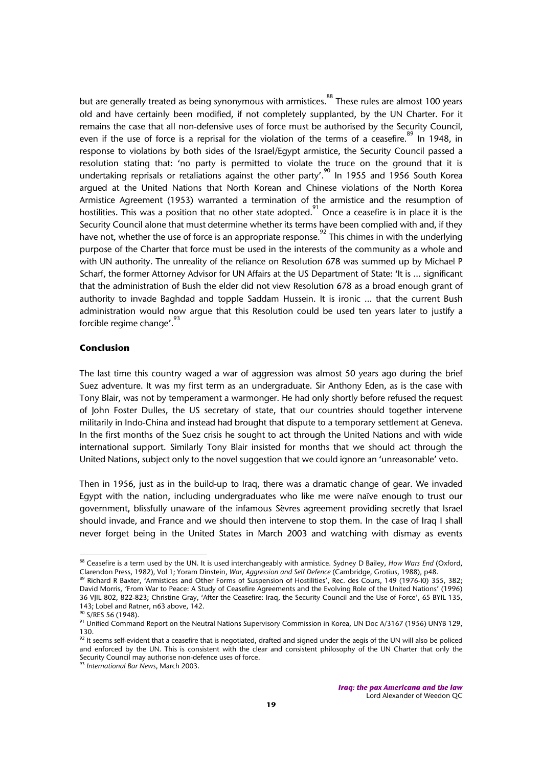but are generally treated as being synonymous with armistices.[88] These rules are almost 100 years old and have certainly been modified, if not completely supplanted, by the UN Charter. For it remains the case that all non-defensive uses of force must be authorised by the Security Council, even if the use of force is a reprisal for the violation of the terms of a ceasefire.[89] In 1948, in response to violations by both sides of the Israel/Egypt armistice, the Security Council passed a resolution stating that: 'no party is permitted to violate the truce on the ground that it is undertaking reprisals or retaliations against the other party'.[90] In 1955 and 1956 South Korea argued at the United Nations that North Korean and Chinese violations of the North Korea Armistice Agreement (1953) warranted a termination of the armistice and the resumption of hostilities. This was a position that no other state adopted.[91] Once a ceasefire is in place it is the Security Council alone that must determine whether its terms have been complied with and, if they have not, whether the use of force is an appropriate response.[92] This chimes in with the underlying purpose of the Charter that force must be used in the interests of the community as a whole and with UN authority. The unreality of the reliance on Resolution 678 was summed up by Michael P Scharf, the former Attorney Advisor for UN Affairs at the US Department of State: 'It is … significant that the administration of Bush the elder did not view Resolution 678 as a broad enough grant of authority to invade Baghdad and topple Saddam Hussein. It is ironic … that the current Bush administration would now argue that this Resolution could be used ten years later to justify a forcible regime change'.[93]

## Conclusion

The last time this country waged a war of aggression was almost 50 years ago during the brief Suez adventure. It was my first term as an undergraduate. Sir Anthony Eden, as is the case with Tony Blair, was not by temperament a warmonger. He had only shortly before refused the request of John Foster Dulles, the US secretary of state, that our countries should together intervene militarily in Indo-China and instead had brought that dispute to a temporary settlement at Geneva. In the first months of the Suez crisis he sought to act through the United Nations and with wide international support. Similarly Tony Blair insisted for months that we should act through the United Nations, subject only to the novel suggestion that we could ignore an 'unreasonable' veto.

Then in 1956, just as in the build-up to Iraq, there was a dramatic change of gear. We invaded Egypt with the nation, including undergraduates who like me were naïve enough to trust our government, blissfully unaware of the infamous Sèvres agreement providing secretly that Israel should invade, and France and we should then intervene to stop them. In the case of Iraq I shall never forget being in the United States in March 2003 and watching with dismay as events

---

[88] Ceasefire is a term used by the UN. It is used interchangeably with armistice. Sydney D Bailey, *How Wars End* (Oxford, Clarendon Press, 1982), Vol 1; Yoram Dinstein, *War, Aggression and Self Defence* (Cambridge, Grotius, 1988), p48.

[89] Richard R Baxter, 'Armistices and Other Forms of Suspension of Hostilities', Rec. des Cours, 149 (1976-I0) 355, 382; David Morris, 'From War to Peace: A Study of Ceasefire Agreements and the Evolving Role of the United Nations' (1996) 36 VJIL 802, 822-823; Christine Gray, 'After the Ceasefire: Iraq, the Security Council and the Use of Force', 65 BYIL 135, 143; Lobel and Ratner, n63 above, 142.

[90] S/RES 56 (1948).

[91] Unified Command Report on the Neutral Nations Supervisory Commission in Korea, UN Doc A/3167 (1956) UNYB 129, 130.

[92] It seems self-evident that a ceasefire that is negotiated, drafted and signed under the aegis of the UN will also be policed and enforced by the UN. This is consistent with the clear and consistent philosophy of the UN Charter that only the Security Council may authorise non-defence uses of force.

[93] *International Bar News*, March 2003.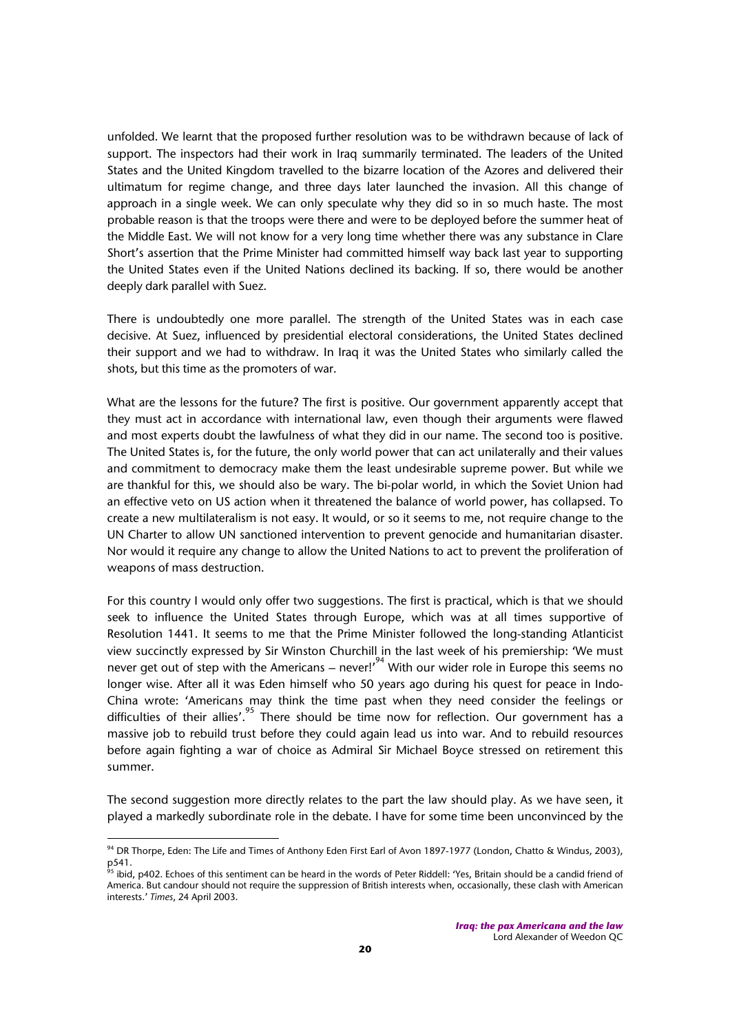unfolded. We learnt that the proposed further resolution was to be withdrawn because of lack of support. The inspectors had their work in Iraq summarily terminated. The leaders of the United States and the United Kingdom travelled to the bizarre location of the Azores and delivered their ultimatum for regime change, and three days later launched the invasion. All this change of approach in a single week. We can only speculate why they did so in so much haste. The most probable reason is that the troops were there and were to be deployed before the summer heat of the Middle East. We will not know for a very long time whether there was any substance in Clare Short's assertion that the Prime Minister had committed himself way back last year to supporting the United States even if the United Nations declined its backing. If so, there would be another deeply dark parallel with Suez.

There is undoubtedly one more parallel. The strength of the United States was in each case decisive. At Suez, influenced by presidential electoral considerations, the United States declined their support and we had to withdraw. In Iraq it was the United States who similarly called the shots, but this time as the promoters of war.

What are the lessons for the future? The first is positive. Our government apparently accept that they must act in accordance with international law, even though their arguments were flawed and most experts doubt the lawfulness of what they did in our name. The second too is positive. The United States is, for the future, the only world power that can act unilaterally and their values and commitment to democracy make them the least undesirable supreme power. But while we are thankful for this, we should also be wary. The bi-polar world, in which the Soviet Union had an effective veto on US action when it threatened the balance of world power, has collapsed. To create a new multilateralism is not easy. It would, or so it seems to me, not require change to the UN Charter to allow UN sanctioned intervention to prevent genocide and humanitarian disaster. Nor would it require any change to allow the United Nations to act to prevent the proliferation of weapons of mass destruction.

For this country I would only offer two suggestions. The first is practical, which is that we should seek to influence the United States through Europe, which was at all times supportive of Resolution 1441. It seems to me that the Prime Minister followed the long-standing Atlanticist view succinctly expressed by Sir Winston Churchill in the last week of his premiership: 'We must never get out of step with the Americans – never!'[94] With our wider role in Europe this seems no longer wise. After all it was Eden himself who 50 years ago during his quest for peace in Indo-China wrote: 'Americans may think the time past when they need consider the feelings or difficulties of their allies'.[95] There should be time now for reflection. Our government has a massive job to rebuild trust before they could again lead us into war. And to rebuild resources before again fighting a war of choice as Admiral Sir Michael Boyce stressed on retirement this summer.

The second suggestion more directly relates to the part the law should play. As we have seen, it played a markedly subordinate role in the debate. I have for some time been unconvinced by the

---

[94] DR Thorpe, Eden: The Life and Times of Anthony Eden First Earl of Avon 1897-1977 (London, Chatto & Windus, 2003), p541.

[95] ibid, p402. Echoes of this sentiment can be heard in the words of Peter Riddell: 'Yes, Britain should be a candid friend of America. But candour should not require the suppression of British interests when, occasionally, these clash with American interests.' *Times*, 24 April 2003.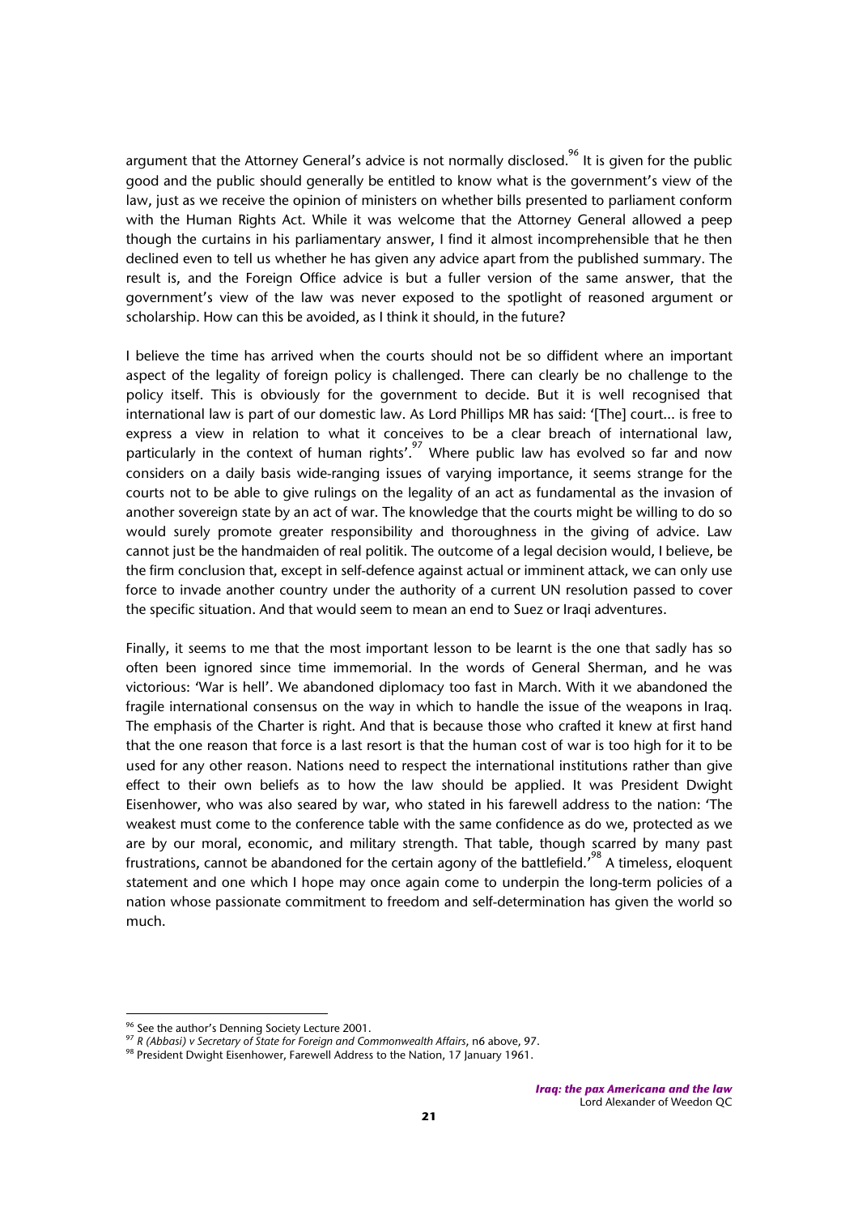argument that the Attorney General's advice is not normally disclosed.[96] It is given for the public good and the public should generally be entitled to know what is the government's view of the law, just as we receive the opinion of ministers on whether bills presented to parliament conform with the Human Rights Act. While it was welcome that the Attorney General allowed a peep though the curtains in his parliamentary answer, I find it almost incomprehensible that he then declined even to tell us whether he has given any advice apart from the published summary. The result is, and the Foreign Office advice is but a fuller version of the same answer, that the government's view of the law was never exposed to the spotlight of reasoned argument or scholarship. How can this be avoided, as I think it should, in the future?

I believe the time has arrived when the courts should not be so diffident where an important aspect of the legality of foreign policy is challenged. There can clearly be no challenge to the policy itself. This is obviously for the government to decide. But it is well recognised that international law is part of our domestic law. As Lord Phillips MR has said: '[The] court... is free to express a view in relation to what it conceives to be a clear breach of international law, particularly in the context of human rights'.[97] Where public law has evolved so far and now considers on a daily basis wide-ranging issues of varying importance, it seems strange for the courts not to be able to give rulings on the legality of an act as fundamental as the invasion of another sovereign state by an act of war. The knowledge that the courts might be willing to do so would surely promote greater responsibility and thoroughness in the giving of advice. Law cannot just be the handmaiden of real politik. The outcome of a legal decision would, I believe, be the firm conclusion that, except in self-defence against actual or imminent attack, we can only use force to invade another country under the authority of a current UN resolution passed to cover the specific situation. And that would seem to mean an end to Suez or Iraqi adventures.

Finally, it seems to me that the most important lesson to be learnt is the one that sadly has so often been ignored since time immemorial. In the words of General Sherman, and he was victorious: 'War is hell'. We abandoned diplomacy too fast in March. With it we abandoned the fragile international consensus on the way in which to handle the issue of the weapons in Iraq. The emphasis of the Charter is right. And that is because those who crafted it knew at first hand that the one reason that force is a last resort is that the human cost of war is too high for it to be used for any other reason. Nations need to respect the international institutions rather than give effect to their own beliefs as to how the law should be applied. It was President Dwight Eisenhower, who was also seared by war, who stated in his farewell address to the nation: 'The weakest must come to the conference table with the same confidence as do we, protected as we are by our moral, economic, and military strength. That table, though scarred by many past frustrations, cannot be abandoned for the certain agony of the battlefield.'[98] A timeless, eloquent statement and one which I hope may once again come to underpin the long-term policies of a nation whose passionate commitment to freedom and self-determination has given the world so much.

---

[96] See the author's Denning Society Lecture 2001.

[97] *R (Abbasi) v Secretary of State for Foreign and Commonwealth Affairs*, n6 above, 97.

[98] President Dwight Eisenhower, Farewell Address to the Nation, 17 January 1961.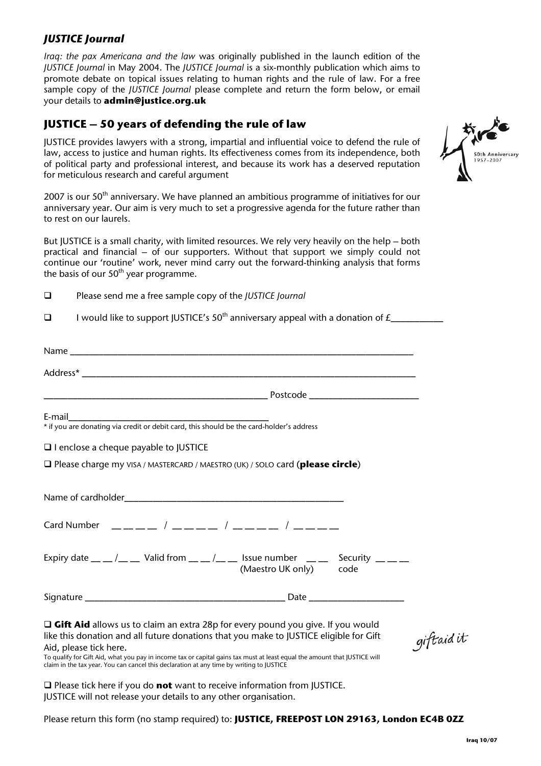## *JUSTICE Journal*

*Iraq: the pax Americana and the law* was originally published in the launch edition of the *JUSTICE Journal* in May 2004. The *JUSTICE Journal* is a six-monthly publication which aims to promote debate on topical issues relating to human rights and the rule of law. For a free sample copy of the *JUSTICE Journal* please complete and return the form below, or email your details to **admin@justice.org.uk**

## JUSTICE – 50 years of defending the rule of law

JUSTICE provides lawyers with a strong, impartial and influential voice to defend the rule of law, access to justice and human rights. Its effectiveness comes from its independence, both of political party and professional interest, and because its work has a deserved reputation for meticulous research and careful argument

2007 is our 50th anniversary. We have planned an ambitious programme of initiatives for our anniversary year. Our aim is very much to set a progressive agenda for the future rather than to rest on our laurels.

But JUSTICE is a small charity, with limited resources. We rely very heavily on the help – both practical and financial – of our supporters. Without that support we simply could not continue our 'routine' work, never mind carry out the forward-thinking analysis that forms the basis of our 50th year programme.

- ☐ Please send me a free sample copy of the *JUSTICE Journal*
- ☐ I would like to support JUSTICE's 50th anniversary appeal with a donation of £___________

Name ___________________________________________________________________________

Address* _________________________________________________________________________

_________________________________________________ Postcode _______________________

E-mail____________________________________________

\* if you are donating via credit or debit card, this should be the card-holder's address

☐ I enclose a cheque payable to JUSTICE

☐ Please charge my VISA / MASTERCARD / MAESTRO (UK) / SOLO card (**please circle**)

Name of cardholder______________________________________________

Card Number __ __ __ __ / __ __ __ __ / __ __ __ __ / __ __ __ __

Expiry date __ __ /__ __ Valid from __ __ /__ __ Issue number (Maestro UK only) __ __ Security code __ __ __

Signature ___________________________________________ Date ____________________

☐ **Gift Aid** allows us to claim an extra 28p for every pound you give. If you would like this donation and all future donations that you make to JUSTICE eligible for Gift Aid, please tick here.

To qualify for Gift Aid, what you pay in income tax or capital gains tax must at least equal the amount that JUSTICE will claim in the tax year. You can cancel this declaration at any time by writing to JUSTICE

giftaid it

☐ Please tick here if you do **not** want to receive information from JUSTICE.
JUSTICE will not release your details to any other organisation.

Please return this form (no stamp required) to: **JUSTICE, FREEPOST LON 29163, London EC4B 0ZZ**

**Iraq 10/07**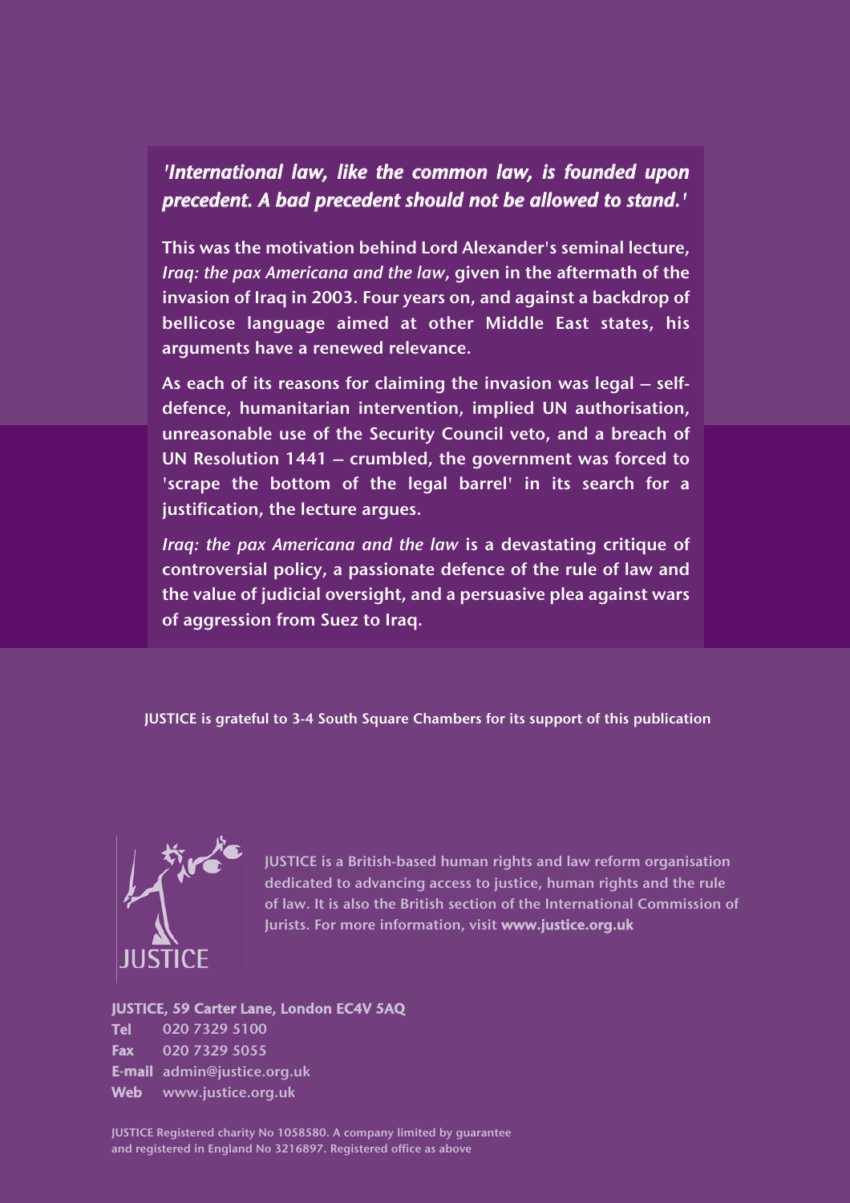*'International law, like the common law, is founded upon precedent. A bad precedent should not be allowed to stand.'*

This was the motivation behind Lord Alexander's seminal lecture, *Iraq: the pax Americana and the law*, given in the aftermath of the invasion of Iraq in 2003. Four years on, and against a backdrop of bellicose language aimed at other Middle East states, his arguments have a renewed relevance.

As each of its reasons for claiming the invasion was legal – self-defence, humanitarian intervention, implied UN authorisation, unreasonable use of the Security Council veto, and a breach of UN Resolution 1441 – crumbled, the government was forced to 'scrape the bottom of the legal barrel' in its search for a justification, the lecture argues.

*Iraq: the pax Americana and the law* is a devastating critique of controversial policy, a passionate defence of the rule of law and the value of judicial oversight, and a persuasive plea against wars of aggression from Suez to Iraq.

JUSTICE is grateful to 3-4 South Square Chambers for its support of this publication

JUSTICE

JUSTICE is a British-based human rights and law reform organisation dedicated to advancing access to justice, human rights and the rule of law. It is also the British section of the International Commission of Jurists. For more information, visit **www.justice.org.uk**

**JUSTICE, 59 Carter Lane, London EC4V 5AQ**
**Tel** 020 7329 5100
**Fax** 020 7329 5055
**E-mail** admin@justice.org.uk
**Web** www.justice.org.uk

JUSTICE Registered charity No 1058580. A company limited by guarantee and registered in England No 3216897. Registered office as above